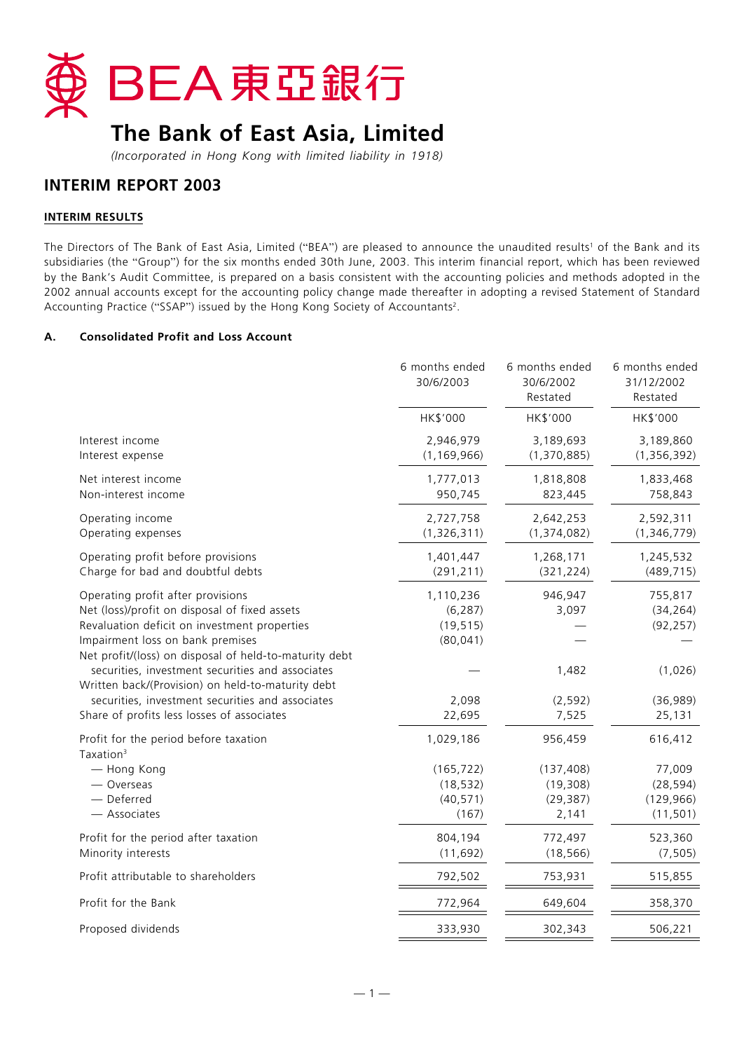# BEA 東亞銀行

## The Bank of East Asia, Limited

*(Incorporated in Hong Kong with limited liability in 1918)*

## INTERIM REPORT 2003

### INTERIM RESULTS

The Directors of The Bank of East Asia, Limited ("BEA") are pleased to announce the unaudited results[1] of the Bank and its subsidiaries (the "Group") for the six months ended 30th June, 2003. This interim financial report, which has been reviewed by the Bank's Audit Committee, is prepared on a basis consistent with the accounting policies and methods adopted in the 2002 annual accounts except for the accounting policy change made thereafter in adopting a revised Statement of Standard Accounting Practice ("SSAP") issued by the Hong Kong Society of Accountants[2].

### A. Consolidated Profit and Loss Account

| | 6 months ended 30/6/2003 | 6 months ended 30/6/2002 Restated | 6 months ended 31/12/2002 Restated |
|---|---|---|---|
| | HK$'000 | HK$'000 | HK$'000 |
| Interest income | 2,946,979 | 3,189,693 | 3,189,860 |
| Interest expense | (1,169,966) | (1,370,885) | (1,356,392) |
| Net interest income | 1,777,013 | 1,818,808 | 1,833,468 |
| Non-interest income | 950,745 | 823,445 | 758,843 |
| Operating income | 2,727,758 | 2,642,253 | 2,592,311 |
| Operating expenses | (1,326,311) | (1,374,082) | (1,346,779) |
| Operating profit before provisions | 1,401,447 | 1,268,171 | 1,245,532 |
| Charge for bad and doubtful debts | (291,211) | (321,224) | (489,715) |
| Operating profit after provisions | 1,110,236 | 946,947 | 755,817 |
| Net (loss)/profit on disposal of fixed assets | (6,287) | 3,097 | (34,264) |
| Revaluation deficit on investment properties | (19,515) | — | (92,257) |
| Impairment loss on bank premises | (80,041) | — | — |
| Net profit/(loss) on disposal of held-to-maturity debt securities, investment securities and associates | — | 1,482 | (1,026) |
| Written back/(Provision) on held-to-maturity debt securities, investment securities and associates | 2,098 | (2,592) | (36,989) |
| Share of profits less losses of associates | 22,695 | 7,525 | 25,131 |
| Profit for the period before taxation | 1,029,186 | 956,459 | 616,412 |
| Taxation[3] | | | |
| — Hong Kong | (165,722) | (137,408) | 77,009 |
| — Overseas | (18,532) | (19,308) | (28,594) |
| — Deferred | (40,571) | (29,387) | (129,966) |
| — Associates | (167) | 2,141 | (11,501) |
| Profit for the period after taxation | 804,194 | 772,497 | 523,360 |
| Minority interests | (11,692) | (18,566) | (7,505) |
| Profit attributable to shareholders | 792,502 | 753,931 | 515,855 |
| Profit for the Bank | 772,964 | 649,604 | 358,370 |
| Proposed dividends | 333,930 | 302,343 | 506,221 |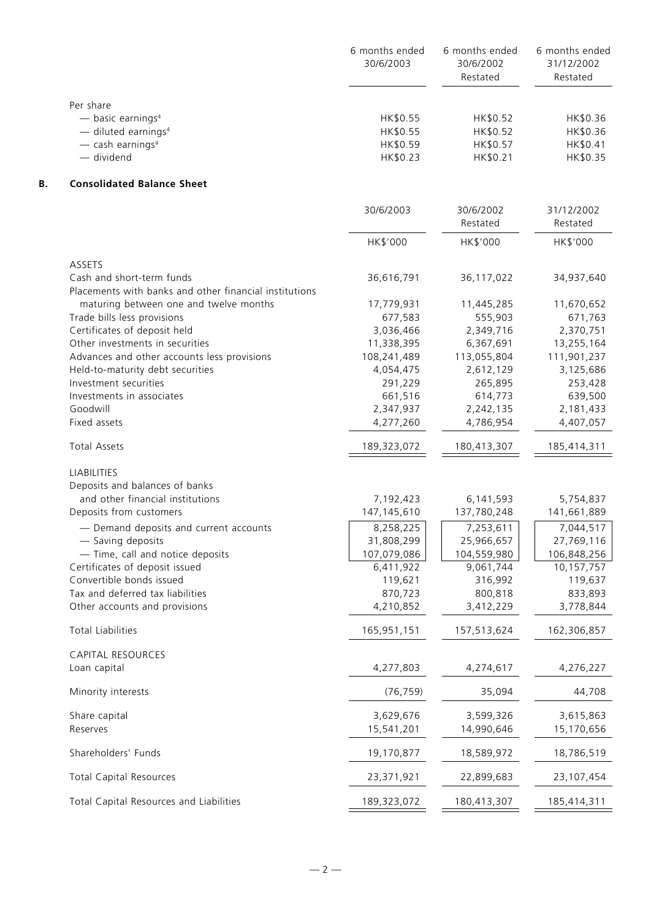| | 6 months ended 30/6/2003 | 6 months ended 30/6/2002 Restated | 6 months ended 31/12/2002 Restated |
|---|---|---|---|
| Per share | | | |
| — basic earnings[4] | HK$0.55 | HK$0.52 | HK$0.36 |
| — diluted earnings[4] | HK$0.55 | HK$0.52 | HK$0.36 |
| — cash earnings[4] | HK$0.59 | HK$0.57 | HK$0.41 |
| — dividend | HK$0.23 | HK$0.21 | HK$0.35 |

## B. Consolidated Balance Sheet

| | 30/6/2003 | 30/6/2002 Restated | 31/12/2002 Restated |
|---|---|---|---|
| | HK$'000 | HK$'000 | HK$'000 |
| ASSETS | | | |
| Cash and short-term funds | 36,616,791 | 36,117,022 | 34,937,640 |
| Placements with banks and other financial institutions maturing between one and twelve months | 17,779,931 | 11,445,285 | 11,670,652 |
| Trade bills less provisions | 677,583 | 555,903 | 671,763 |
| Certificates of deposit held | 3,036,466 | 2,349,716 | 2,370,751 |
| Other investments in securities | 11,338,395 | 6,367,691 | 13,255,164 |
| Advances and other accounts less provisions | 108,241,489 | 113,055,804 | 111,901,237 |
| Held-to-maturity debt securities | 4,054,475 | 2,612,129 | 3,125,686 |
| Investment securities | 291,229 | 265,895 | 253,428 |
| Investments in associates | 661,516 | 614,773 | 639,500 |
| Goodwill | 2,347,937 | 2,242,135 | 2,181,433 |
| Fixed assets | 4,277,260 | 4,786,954 | 4,407,057 |
| Total Assets | 189,323,072 | 180,413,307 | 185,414,311 |
| LIABILITIES | | | |
| Deposits and balances of banks and other financial institutions | 7,192,423 | 6,141,593 | 5,754,837 |
| Deposits from customers | 147,145,610 | 137,780,248 | 141,661,889 |
| — Demand deposits and current accounts | 8,258,225 | 7,253,611 | 7,044,517 |
| — Saving deposits | 31,808,299 | 25,966,657 | 27,769,116 |
| — Time, call and notice deposits | 107,079,086 | 104,559,980 | 106,848,256 |
| Certificates of deposit issued | 6,411,922 | 9,061,744 | 10,157,757 |
| Convertible bonds issued | 119,621 | 316,992 | 119,637 |
| Tax and deferred tax liabilities | 870,723 | 800,818 | 833,893 |
| Other accounts and provisions | 4,210,852 | 3,412,229 | 3,778,844 |
| Total Liabilities | 165,951,151 | 157,513,624 | 162,306,857 |
| CAPITAL RESOURCES | | | |
| Loan capital | 4,277,803 | 4,274,617 | 4,276,227 |
| Minority interests | (76,759) | 35,094 | 44,708 |
| Share capital | 3,629,676 | 3,599,326 | 3,615,863 |
| Reserves | 15,541,201 | 14,990,646 | 15,170,656 |
| Shareholders' Funds | 19,170,877 | 18,589,972 | 18,786,519 |
| Total Capital Resources | 23,371,921 | 22,899,683 | 23,107,454 |
| Total Capital Resources and Liabilities | 189,323,072 | 180,413,307 | 185,414,311 |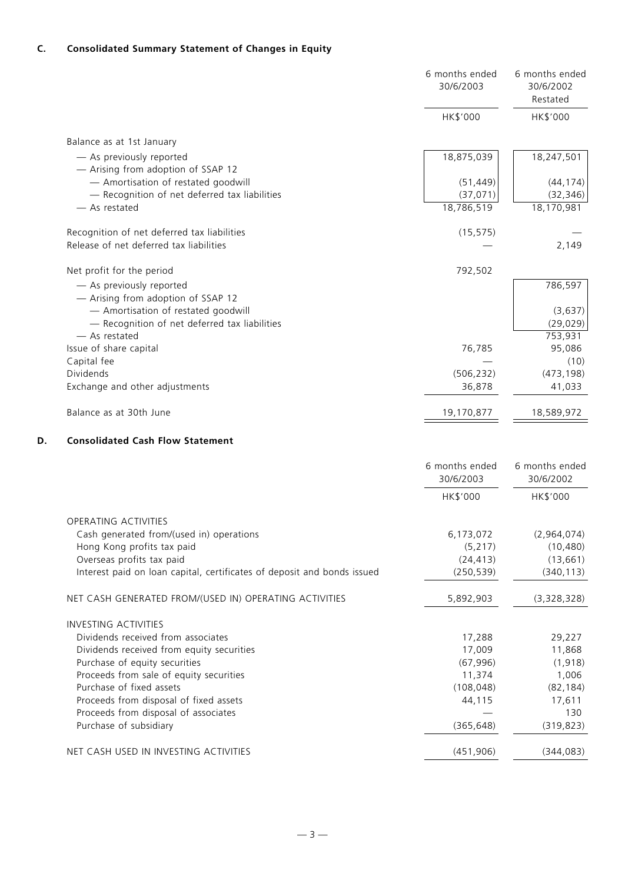## C. Consolidated Summary Statement of Changes in Equity

| | 6 months ended 30/6/2003 | 6 months ended 30/6/2002 Restated |
|---|---|---|
| | HK$'000 | HK$'000 |
| Balance as at 1st January | | |
| — As previously reported | 18,875,039 | 18,247,501 |
| — Arising from adoption of SSAP 12 | | |
| — Amortisation of restated goodwill | (51,449) | (44,174) |
| — Recognition of net deferred tax liabilities | (37,071) | (32,346) |
| — As restated | 18,786,519 | 18,170,981 |
| Recognition of net deferred tax liabilities | (15,575) | — |
| Release of net deferred tax liabilities | — | 2,149 |
| Net profit for the period | 792,502 | |
| — As previously reported | | 786,597 |
| — Arising from adoption of SSAP 12 | | |
| — Amortisation of restated goodwill | | (3,637) |
| — Recognition of net deferred tax liabilities | | (29,029) |
| — As restated | | 753,931 |
| Issue of share capital | 76,785 | 95,086 |
| Capital fee | — | (10) |
| Dividends | (506,232) | (473,198) |
| Exchange and other adjustments | 36,878 | 41,033 |
| Balance as at 30th June | 19,170,877 | 18,589,972 |

## D. Consolidated Cash Flow Statement

| | 6 months ended 30/6/2003 | 6 months ended 30/6/2002 |
|---|---|---|
| | HK$'000 | HK$'000 |
| OPERATING ACTIVITIES | | |
| Cash generated from/(used in) operations | 6,173,072 | (2,964,074) |
| Hong Kong profits tax paid | (5,217) | (10,480) |
| Overseas profits tax paid | (24,413) | (13,661) |
| Interest paid on loan capital, certificates of deposit and bonds issued | (250,539) | (340,113) |
| NET CASH GENERATED FROM/(USED IN) OPERATING ACTIVITIES | 5,892,903 | (3,328,328) |
| INVESTING ACTIVITIES | | |
| Dividends received from associates | 17,288 | 29,227 |
| Dividends received from equity securities | 17,009 | 11,868 |
| Purchase of equity securities | (67,996) | (1,918) |
| Proceeds from sale of equity securities | 11,374 | 1,006 |
| Purchase of fixed assets | (108,048) | (82,184) |
| Proceeds from disposal of fixed assets | 44,115 | 17,611 |
| Proceeds from disposal of associates | — | 130 |
| Purchase of subsidiary | (365,648) | (319,823) |
| NET CASH USED IN INVESTING ACTIVITIES | (451,906) | (344,083) |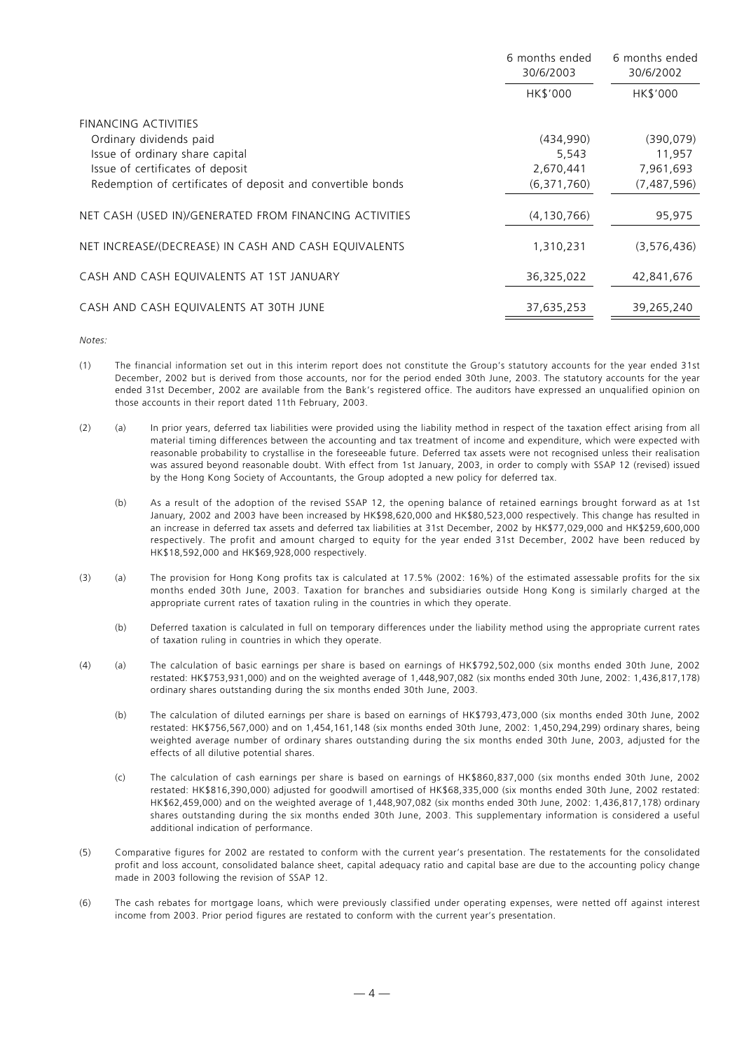| | 6 months ended 30/6/2003 | 6 months ended 30/6/2002 |
|---|---|---|
| | HK$'000 | HK$'000 |
| FINANCING ACTIVITIES | | |
| Ordinary dividends paid | (434,990) | (390,079) |
| Issue of ordinary share capital | 5,543 | 11,957 |
| Issue of certificates of deposit | 2,670,441 | 7,961,693 |
| Redemption of certificates of deposit and convertible bonds | (6,371,760) | (7,487,596) |
| NET CASH (USED IN)/GENERATED FROM FINANCING ACTIVITIES | (4,130,766) | 95,975 |
| NET INCREASE/(DECREASE) IN CASH AND CASH EQUIVALENTS | 1,310,231 | (3,576,436) |
| CASH AND CASH EQUIVALENTS AT 1ST JANUARY | 36,325,022 | 42,841,676 |
| CASH AND CASH EQUIVALENTS AT 30TH JUNE | 37,635,253 | 39,265,240 |

*Notes:*

(1) The financial information set out in this interim report does not constitute the Group's statutory accounts for the year ended 31st December, 2002 but is derived from those accounts, nor for the period ended 30th June, 2003. The statutory accounts for the year ended 31st December, 2002 are available from the Bank's registered office. The auditors have expressed an unqualified opinion on those accounts in their report dated 11th February, 2003.

(2) (a) In prior years, deferred tax liabilities were provided using the liability method in respect of the taxation effect arising from all material timing differences between the accounting and tax treatment of income and expenditure, which were expected with reasonable probability to crystallise in the foreseeable future. Deferred tax assets were not recognised unless their realisation was assured beyond reasonable doubt. With effect from 1st January, 2003, in order to comply with SSAP 12 (revised) issued by the Hong Kong Society of Accountants, the Group adopted a new policy for deferred tax.

(b) As a result of the adoption of the revised SSAP 12, the opening balance of retained earnings brought forward as at 1st January, 2002 and 2003 have been increased by HK$98,620,000 and HK$80,523,000 respectively. This change has resulted in an increase in deferred tax assets and deferred tax liabilities at 31st December, 2002 by HK$77,029,000 and HK$259,600,000 respectively. The profit and amount charged to equity for the year ended 31st December, 2002 have been reduced by HK$18,592,000 and HK$69,928,000 respectively.

(3) (a) The provision for Hong Kong profits tax is calculated at 17.5% (2002: 16%) of the estimated assessable profits for the six months ended 30th June, 2003. Taxation for branches and subsidiaries outside Hong Kong is similarly charged at the appropriate current rates of taxation ruling in the countries in which they operate.

(b) Deferred taxation is calculated in full on temporary differences under the liability method using the appropriate current rates of taxation ruling in countries in which they operate.

(4) (a) The calculation of basic earnings per share is based on earnings of HK$792,502,000 (six months ended 30th June, 2002 restated: HK$753,931,000) and on the weighted average of 1,448,907,082 (six months ended 30th June, 2002: 1,436,817,178) ordinary shares outstanding during the six months ended 30th June, 2003.

(b) The calculation of diluted earnings per share is based on earnings of HK$793,473,000 (six months ended 30th June, 2002 restated: HK$756,567,000) and on 1,454,161,148 (six months ended 30th June, 2002: 1,450,294,299) ordinary shares, being weighted average number of ordinary shares outstanding during the six months ended 30th June, 2003, adjusted for the effects of all dilutive potential shares.

(c) The calculation of cash earnings per share is based on earnings of HK$860,837,000 (six months ended 30th June, 2002 restated: HK$816,390,000) adjusted for goodwill amortised of HK$68,335,000 (six months ended 30th June, 2002 restated: HK$62,459,000) and on the weighted average of 1,448,907,082 (six months ended 30th June, 2002: 1,436,817,178) ordinary shares outstanding during the six months ended 30th June, 2003. This supplementary information is considered a useful additional indication of performance.

(5) Comparative figures for 2002 are restated to conform with the current year's presentation. The restatements for the consolidated profit and loss account, consolidated balance sheet, capital adequacy ratio and capital base are due to the accounting policy change made in 2003 following the revision of SSAP 12.

(6) The cash rebates for mortgage loans, which were previously classified under operating expenses, were netted off against interest income from 2003. Prior period figures are restated to conform with the current year's presentation.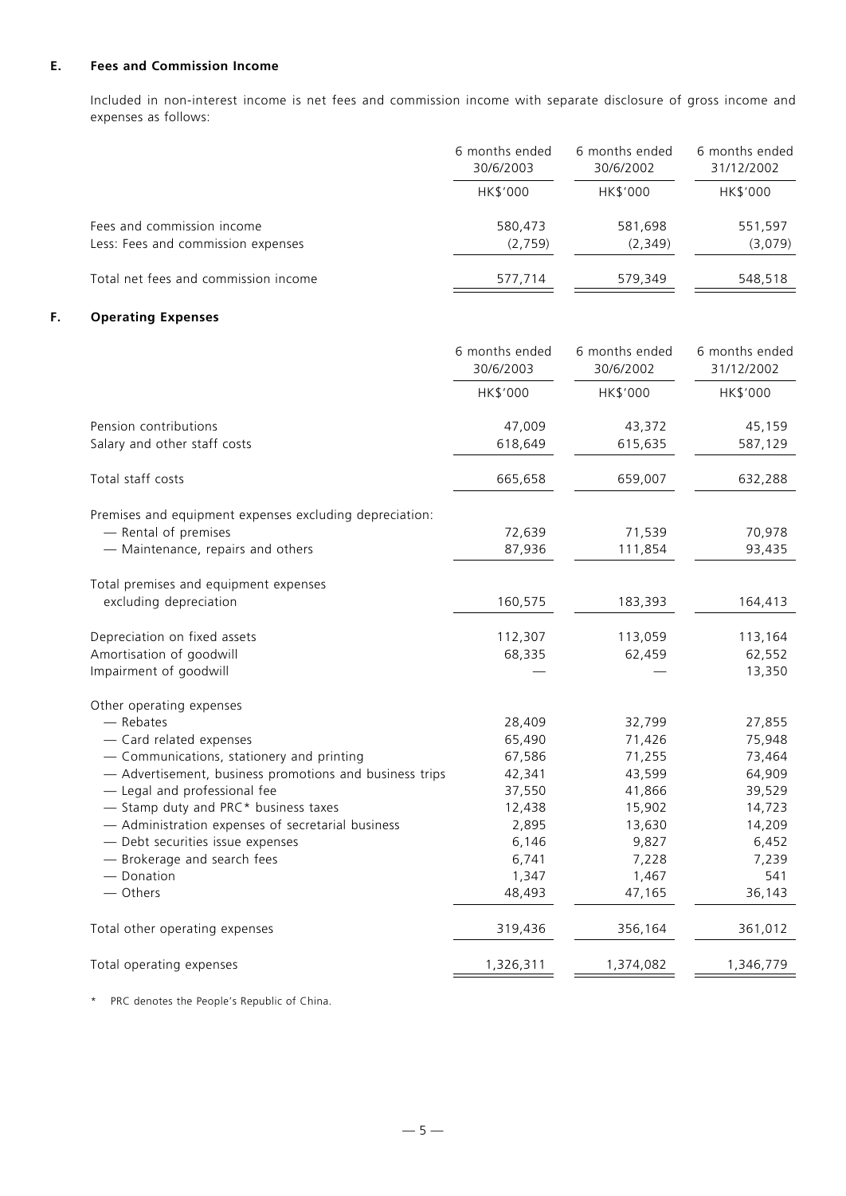### E. Fees and Commission Income

Included in non-interest income is net fees and commission income with separate disclosure of gross income and expenses as follows:

| | 6 months ended 30/6/2003 | 6 months ended 30/6/2002 | 6 months ended 31/12/2002 |
|---|---|---|---|
| | HK$'000 | HK$'000 | HK$'000 |
| Fees and commission income | 580,473 | 581,698 | 551,597 |
| Less: Fees and commission expenses | (2,759) | (2,349) | (3,079) |
| Total net fees and commission income | 577,714 | 579,349 | 548,518 |

### F. Operating Expenses

| | 6 months ended 30/6/2003 | 6 months ended 30/6/2002 | 6 months ended 31/12/2002 |
|---|---|---|---|
| | HK$'000 | HK$'000 | HK$'000 |
| Pension contributions | 47,009 | 43,372 | 45,159 |
| Salary and other staff costs | 618,649 | 615,635 | 587,129 |
| Total staff costs | 665,658 | 659,007 | 632,288 |
| Premises and equipment expenses excluding depreciation: | | | |
| — Rental of premises | 72,639 | 71,539 | 70,978 |
| — Maintenance, repairs and others | 87,936 | 111,854 | 93,435 |
| Total premises and equipment expenses excluding depreciation | 160,575 | 183,393 | 164,413 |
| Depreciation on fixed assets | 112,307 | 113,059 | 113,164 |
| Amortisation of goodwill | 68,335 | 62,459 | 62,552 |
| Impairment of goodwill | — | — | 13,350 |
| Other operating expenses | | | |
| — Rebates | 28,409 | 32,799 | 27,855 |
| — Card related expenses | 65,490 | 71,426 | 75,948 |
| — Communications, stationery and printing | 67,586 | 71,255 | 73,464 |
| — Advertisement, business promotions and business trips | 42,341 | 43,599 | 64,909 |
| — Legal and professional fee | 37,550 | 41,866 | 39,529 |
| — Stamp duty and PRC* business taxes | 12,438 | 15,902 | 14,723 |
| — Administration expenses of secretarial business | 2,895 | 13,630 | 14,209 |
| — Debt securities issue expenses | 6,146 | 9,827 | 6,452 |
| — Brokerage and search fees | 6,741 | 7,228 | 7,239 |
| — Donation | 1,347 | 1,467 | 541 |
| — Others | 48,493 | 47,165 | 36,143 |
| Total other operating expenses | 319,436 | 356,164 | 361,012 |
| Total operating expenses | 1,326,311 | 1,374,082 | 1,346,779 |

\* PRC denotes the People's Republic of China.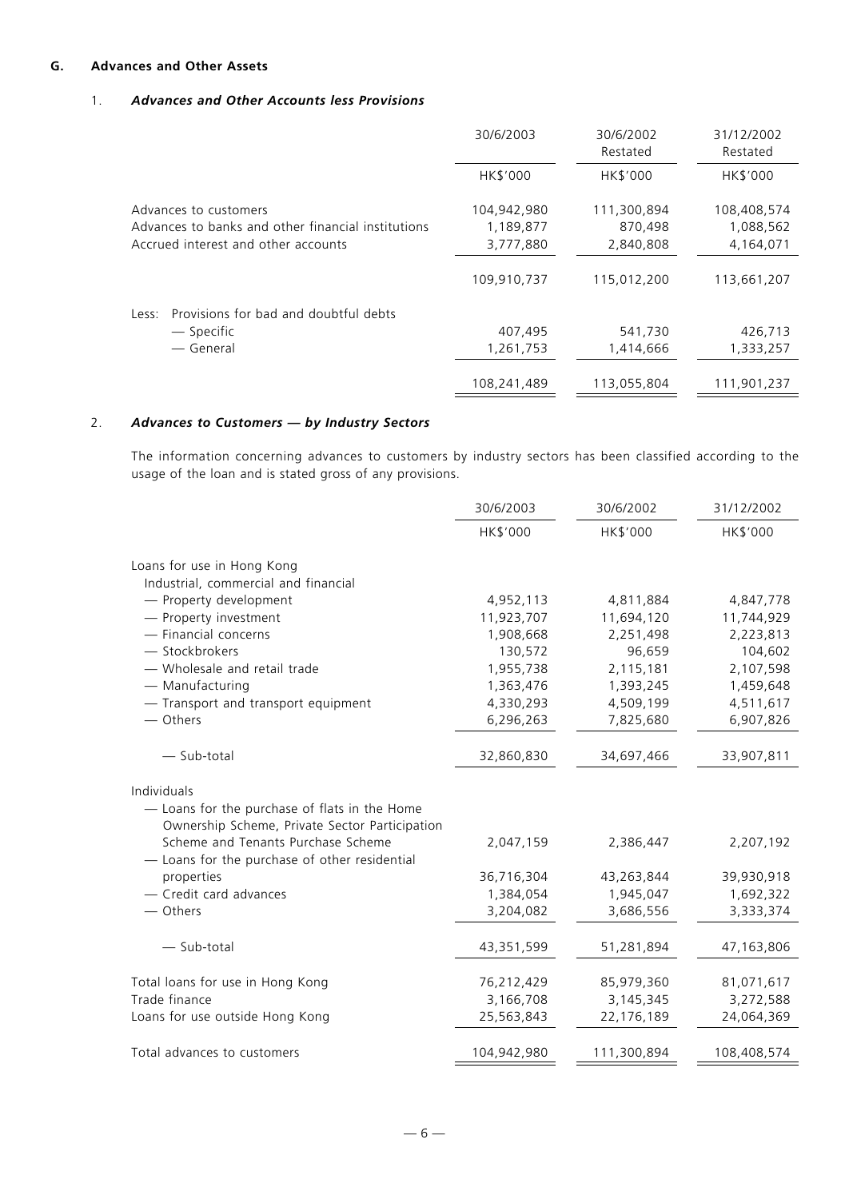## G. Advances and Other Assets

### 1. *Advances and Other Accounts less Provisions*

| | 30/6/2003 | 30/6/2002 Restated | 31/12/2002 Restated |
|---|---|---|---|
| | HK$'000 | HK$'000 | HK$'000 |
| Advances to customers | 104,942,980 | 111,300,894 | 108,408,574 |
| Advances to banks and other financial institutions | 1,189,877 | 870,498 | 1,088,562 |
| Accrued interest and other accounts | 3,777,880 | 2,840,808 | 4,164,071 |
| | 109,910,737 | 115,012,200 | 113,661,207 |
| Less: Provisions for bad and doubtful debts | | | |
| — Specific | 407,495 | 541,730 | 426,713 |
| — General | 1,261,753 | 1,414,666 | 1,333,257 |
| | 108,241,489 | 113,055,804 | 111,901,237 |

### 2. *Advances to Customers — by Industry Sectors*

The information concerning advances to customers by industry sectors has been classified according to the usage of the loan and is stated gross of any provisions.

| | 30/6/2003 | 30/6/2002 | 31/12/2002 |
|---|---|---|---|
| | HK$'000 | HK$'000 | HK$'000 |
| Loans for use in Hong Kong | | | |
| Industrial, commercial and financial | | | |
| — Property development | 4,952,113 | 4,811,884 | 4,847,778 |
| — Property investment | 11,923,707 | 11,694,120 | 11,744,929 |
| — Financial concerns | 1,908,668 | 2,251,498 | 2,223,813 |
| — Stockbrokers | 130,572 | 96,659 | 104,602 |
| — Wholesale and retail trade | 1,955,738 | 2,115,181 | 2,107,598 |
| — Manufacturing | 1,363,476 | 1,393,245 | 1,459,648 |
| — Transport and transport equipment | 4,330,293 | 4,509,199 | 4,511,617 |
| — Others | 6,296,263 | 7,825,680 | 6,907,826 |
| — Sub-total | 32,860,830 | 34,697,466 | 33,907,811 |
| Individuals | | | |
| — Loans for the purchase of flats in the Home Ownership Scheme, Private Sector Participation Scheme and Tenants Purchase Scheme | 2,047,159 | 2,386,447 | 2,207,192 |
| — Loans for the purchase of other residential properties | 36,716,304 | 43,263,844 | 39,930,918 |
| — Credit card advances | 1,384,054 | 1,945,047 | 1,692,322 |
| — Others | 3,204,082 | 3,686,556 | 3,333,374 |
| — Sub-total | 43,351,599 | 51,281,894 | 47,163,806 |
| Total loans for use in Hong Kong | 76,212,429 | 85,979,360 | 81,071,617 |
| Trade finance | 3,166,708 | 3,145,345 | 3,272,588 |
| Loans for use outside Hong Kong | 25,563,843 | 22,176,189 | 24,064,369 |
| Total advances to customers | 104,942,980 | 111,300,894 | 108,408,574 |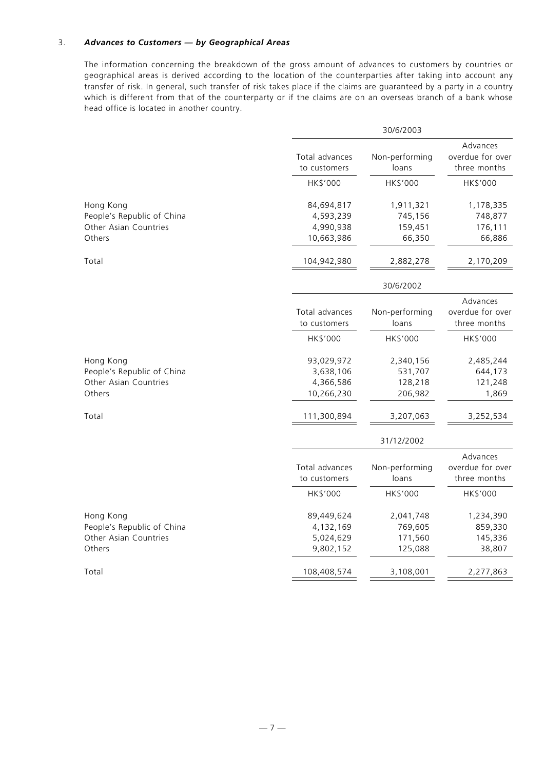### 3. *Advances to Customers — by Geographical Areas*

The information concerning the breakdown of the gross amount of advances to customers by countries or geographical areas is derived according to the location of the counterparties after taking into account any transfer of risk. In general, such transfer of risk takes place if the claims are guaranteed by a party in a country which is different from that of the counterparty or if the claims are on an overseas branch of a bank whose head office is located in another country.

| | 30/6/2003 | | |
|---|---|---|---|
| | Total advances to customers | Non-performing loans | Advances overdue for over three months |
| | HK$'000 | HK$'000 | HK$'000 |
| Hong Kong | 84,694,817 | 1,911,321 | 1,178,335 |
| People's Republic of China | 4,593,239 | 745,156 | 748,877 |
| Other Asian Countries | 4,990,938 | 159,451 | 176,111 |
| Others | 10,663,986 | 66,350 | 66,886 |
| Total | 104,942,980 | 2,882,278 | 2,170,209 |

| | 30/6/2002 | | |
|---|---|---|---|
| | Total advances to customers | Non-performing loans | Advances overdue for over three months |
| | HK$'000 | HK$'000 | HK$'000 |
| Hong Kong | 93,029,972 | 2,340,156 | 2,485,244 |
| People's Republic of China | 3,638,106 | 531,707 | 644,173 |
| Other Asian Countries | 4,366,586 | 128,218 | 121,248 |
| Others | 10,266,230 | 206,982 | 1,869 |
| Total | 111,300,894 | 3,207,063 | 3,252,534 |

| | 31/12/2002 | | |
|---|---|---|---|
| | Total advances to customers | Non-performing loans | Advances overdue for over three months |
| | HK$'000 | HK$'000 | HK$'000 |
| Hong Kong | 89,449,624 | 2,041,748 | 1,234,390 |
| People's Republic of China | 4,132,169 | 769,605 | 859,330 |
| Other Asian Countries | 5,024,629 | 171,560 | 145,336 |
| Others | 9,802,152 | 125,088 | 38,807 |
| Total | 108,408,574 | 3,108,001 | 2,277,863 |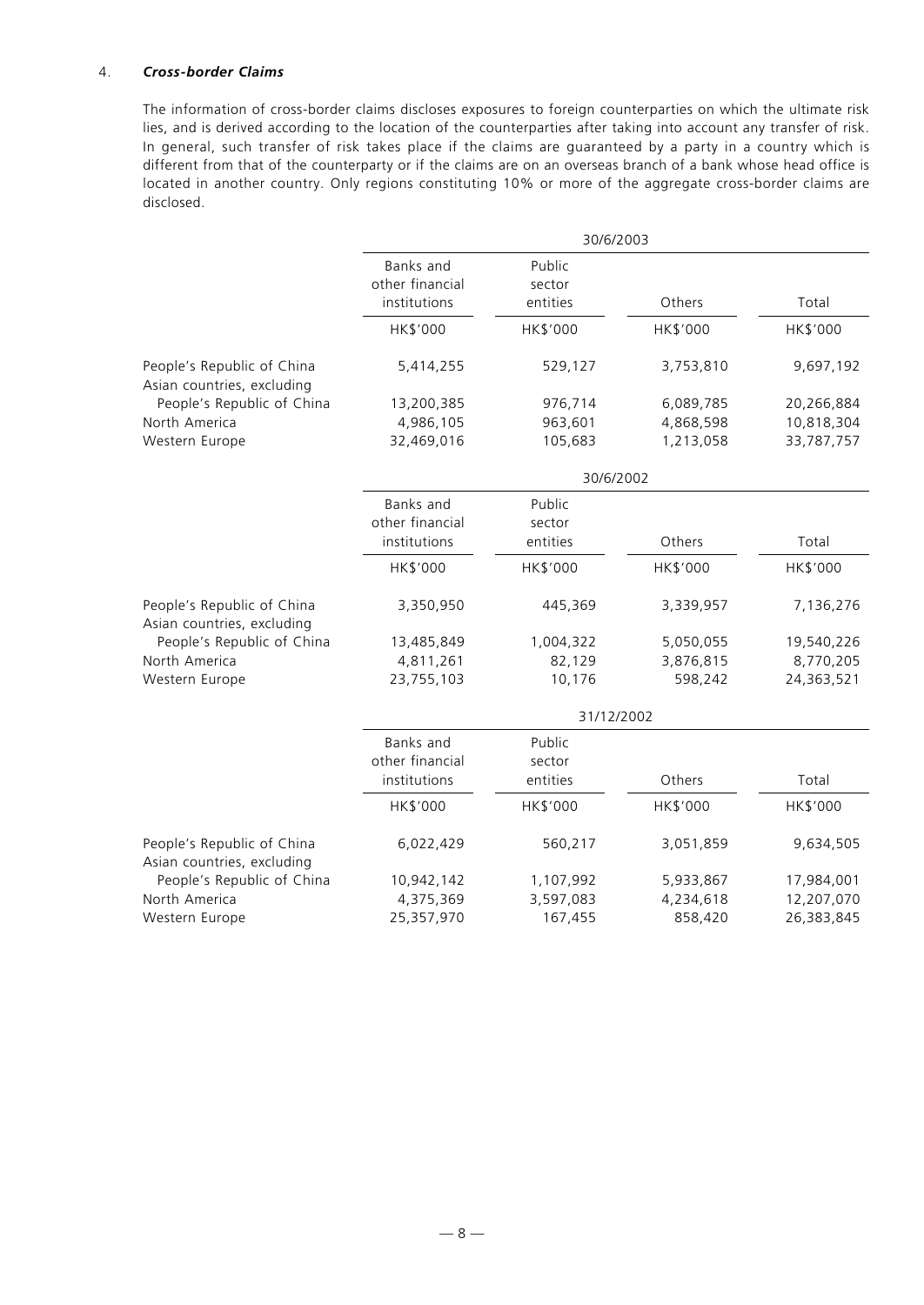4. ***Cross-border Claims***

The information of cross-border claims discloses exposures to foreign counterparties on which the ultimate risk lies, and is derived according to the location of the counterparties after taking into account any transfer of risk. In general, such transfer of risk takes place if the claims are guaranteed by a party in a country which is different from that of the counterparty or if the claims are on an overseas branch of a bank whose head office is located in another country. Only regions constituting 10% or more of the aggregate cross-border claims are disclosed.

| | 30/6/2003 | | | |
|---|---|---|---|---|
| | Banks and other financial institutions | Public sector entities | Others | Total |
| | HK$'000 | HK$'000 | HK$'000 | HK$'000 |
| People's Republic of China | 5,414,255 | 529,127 | 3,753,810 | 9,697,192 |
| Asian countries, excluding People's Republic of China | 13,200,385 | 976,714 | 6,089,785 | 20,266,884 |
| North America | 4,986,105 | 963,601 | 4,868,598 | 10,818,304 |
| Western Europe | 32,469,016 | 105,683 | 1,213,058 | 33,787,757 |

| | 30/6/2002 | | | |
|---|---|---|---|---|
| | Banks and other financial institutions | Public sector entities | Others | Total |
| | HK$'000 | HK$'000 | HK$'000 | HK$'000 |
| People's Republic of China | 3,350,950 | 445,369 | 3,339,957 | 7,136,276 |
| Asian countries, excluding People's Republic of China | 13,485,849 | 1,004,322 | 5,050,055 | 19,540,226 |
| North America | 4,811,261 | 82,129 | 3,876,815 | 8,770,205 |
| Western Europe | 23,755,103 | 10,176 | 598,242 | 24,363,521 |

| | 31/12/2002 | | | |
|---|---|---|---|---|
| | Banks and other financial institutions | Public sector entities | Others | Total |
| | HK$'000 | HK$'000 | HK$'000 | HK$'000 |
| People's Republic of China | 6,022,429 | 560,217 | 3,051,859 | 9,634,505 |
| Asian countries, excluding People's Republic of China | 10,942,142 | 1,107,992 | 5,933,867 | 17,984,001 |
| North America | 4,375,369 | 3,597,083 | 4,234,618 | 12,207,070 |
| Western Europe | 25,357,970 | 167,455 | 858,420 | 26,383,845 |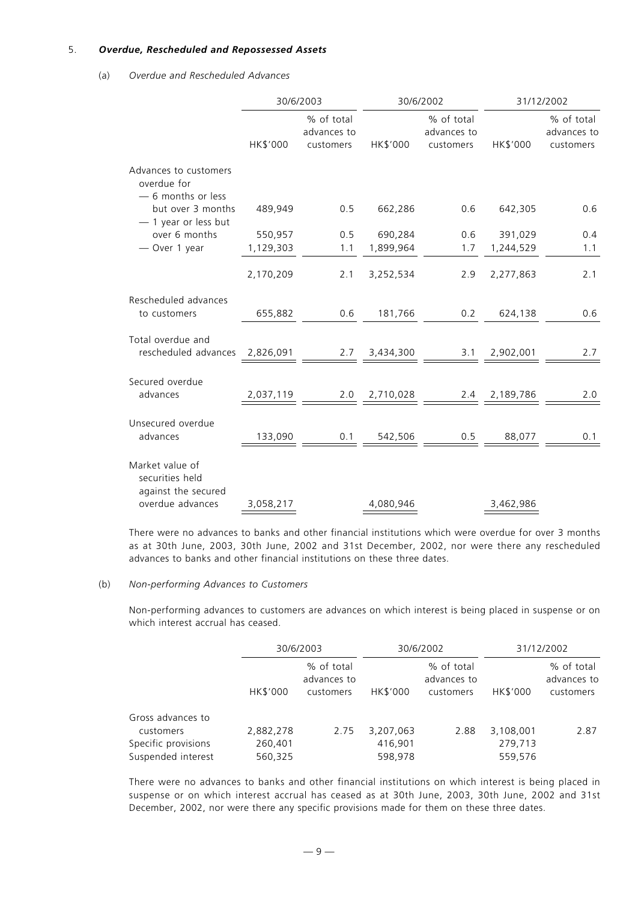## 5. *Overdue, Rescheduled and Repossessed Assets*

### (a) *Overdue and Rescheduled Advances*

| | 30/6/2003 | | 30/6/2002 | | 31/12/2002 | |
|---|---|---|---|---|---|---|
| | HK$'000 | % of total advances to customers | HK$'000 | % of total advances to customers | HK$'000 | % of total advances to customers |
| Advances to customers overdue for | | | | | | |
| — 6 months or less but over 3 months | 489,949 | 0.5 | 662,286 | 0.6 | 642,305 | 0.6 |
| — 1 year or less but over 6 months | 550,957 | 0.5 | 690,284 | 0.6 | 391,029 | 0.4 |
| — Over 1 year | 1,129,303 | 1.1 | 1,899,964 | 1.7 | 1,244,529 | 1.1 |
| | 2,170,209 | 2.1 | 3,252,534 | 2.9 | 2,277,863 | 2.1 |
| Rescheduled advances to customers | 655,882 | 0.6 | 181,766 | 0.2 | 624,138 | 0.6 |
| Total overdue and rescheduled advances | 2,826,091 | 2.7 | 3,434,300 | 3.1 | 2,902,001 | 2.7 |
| Secured overdue advances | 2,037,119 | 2.0 | 2,710,028 | 2.4 | 2,189,786 | 2.0 |
| Unsecured overdue advances | 133,090 | 0.1 | 542,506 | 0.5 | 88,077 | 0.1 |
| Market value of securities held against the secured overdue advances | 3,058,217 | | 4,080,946 | | 3,462,986 | |

There were no advances to banks and other financial institutions which were overdue for over 3 months as at 30th June, 2003, 30th June, 2002 and 31st December, 2002, nor were there any rescheduled advances to banks and other financial institutions on these three dates.

### (b) *Non-performing Advances to Customers*

Non-performing advances to customers are advances on which interest is being placed in suspense or on which interest accrual has ceased.

| | 30/6/2003 | | 30/6/2002 | | 31/12/2002 | |
|---|---|---|---|---|---|---|
| | HK$'000 | % of total advances to customers | HK$'000 | % of total advances to customers | HK$'000 | % of total advances to customers |
| Gross advances to customers | 2,882,278 | 2.75 | 3,207,063 | 2.88 | 3,108,001 | 2.87 |
| Specific provisions | 260,401 | | 416,901 | | 279,713 | |
| Suspended interest | 560,325 | | 598,978 | | 559,576 | |

There were no advances to banks and other financial institutions on which interest is being placed in suspense or on which interest accrual has ceased as at 30th June, 2003, 30th June, 2002 and 31st December, 2002, nor were there any specific provisions made for them on these three dates.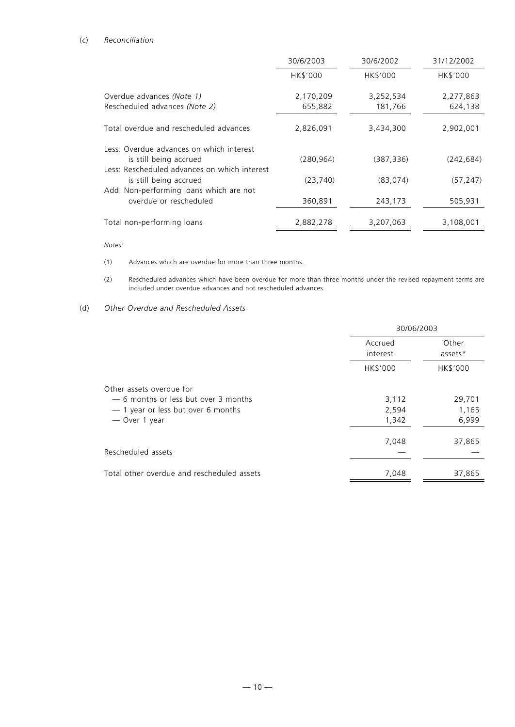(c) *Reconciliation*

| | 30/6/2003 | 30/6/2002 | 31/12/2002 |
|---|---|---|---|
| | HK$'000 | HK$'000 | HK$'000 |
| Overdue advances *(Note 1)* | 2,170,209 | 3,252,534 | 2,277,863 |
| Rescheduled advances *(Note 2)* | 655,882 | 181,766 | 624,138 |
| Total overdue and rescheduled advances | 2,826,091 | 3,434,300 | 2,902,001 |
| Less: Overdue advances on which interest is still being accrued | (280,964) | (387,336) | (242,684) |
| Less: Rescheduled advances on which interest is still being accrued | (23,740) | (83,074) | (57,247) |
| Add: Non-performing loans which are not overdue or rescheduled | 360,891 | 243,173 | 505,931 |
| Total non-performing loans | 2,882,278 | 3,207,063 | 3,108,001 |

*Notes:*

(1) Advances which are overdue for more than three months.

(2) Rescheduled advances which have been overdue for more than three months under the revised repayment terms are included under overdue advances and not rescheduled advances.

(d) *Other Overdue and Rescheduled Assets*

| | 30/06/2003 | |
|---|---|---|
| | Accrued interest | Other assets* |
| | HK$'000 | HK$'000 |
| Other assets overdue for | | |
| — 6 months or less but over 3 months | 3,112 | 29,701 |
| — 1 year or less but over 6 months | 2,594 | 1,165 |
| — Over 1 year | 1,342 | 6,999 |
| | 7,048 | 37,865 |
| Rescheduled assets | — | — |
| Total other overdue and rescheduled assets | 7,048 | 37,865 |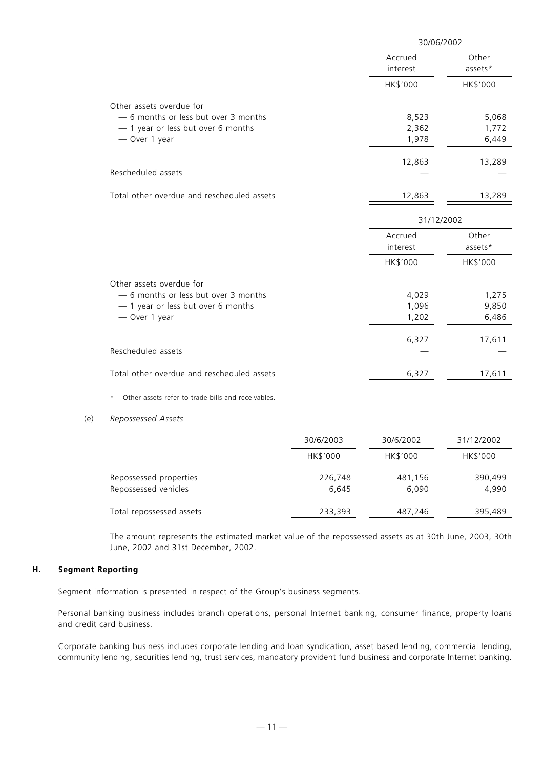| | 30/06/2002 | |
|---|---|---|
| | Accrued interest | Other assets* |
| | HK$'000 | HK$'000 |
| Other assets overdue for | | |
| — 6 months or less but over 3 months | 8,523 | 5,068 |
| — 1 year or less but over 6 months | 2,362 | 1,772 |
| — Over 1 year | 1,978 | 6,449 |
| | 12,863 | 13,289 |
| Rescheduled assets | — | — |
| Total other overdue and rescheduled assets | 12,863 | 13,289 |

| | 31/12/2002 | |
|---|---|---|
| | Accrued interest | Other assets* |
| | HK$'000 | HK$'000 |
| Other assets overdue for | | |
| — 6 months or less but over 3 months | 4,029 | 1,275 |
| — 1 year or less but over 6 months | 1,096 | 9,850 |
| — Over 1 year | 1,202 | 6,486 |
| | 6,327 | 17,611 |
| Rescheduled assets | — | — |
| Total other overdue and rescheduled assets | 6,327 | 17,611 |

\* Other assets refer to trade bills and receivables.

(e) *Repossessed Assets*

| | 30/6/2003 | 30/6/2002 | 31/12/2002 |
|---|---|---|---|
| | HK$'000 | HK$'000 | HK$'000 |
| Repossessed properties | 226,748 | 481,156 | 390,499 |
| Repossessed vehicles | 6,645 | 6,090 | 4,990 |
| Total repossessed assets | 233,393 | 487,246 | 395,489 |

The amount represents the estimated market value of the repossessed assets as at 30th June, 2003, 30th June, 2002 and 31st December, 2002.

## H. Segment Reporting

Segment information is presented in respect of the Group's business segments.

Personal banking business includes branch operations, personal Internet banking, consumer finance, property loans and credit card business.

Corporate banking business includes corporate lending and loan syndication, asset based lending, commercial lending, community lending, securities lending, trust services, mandatory provident fund business and corporate Internet banking.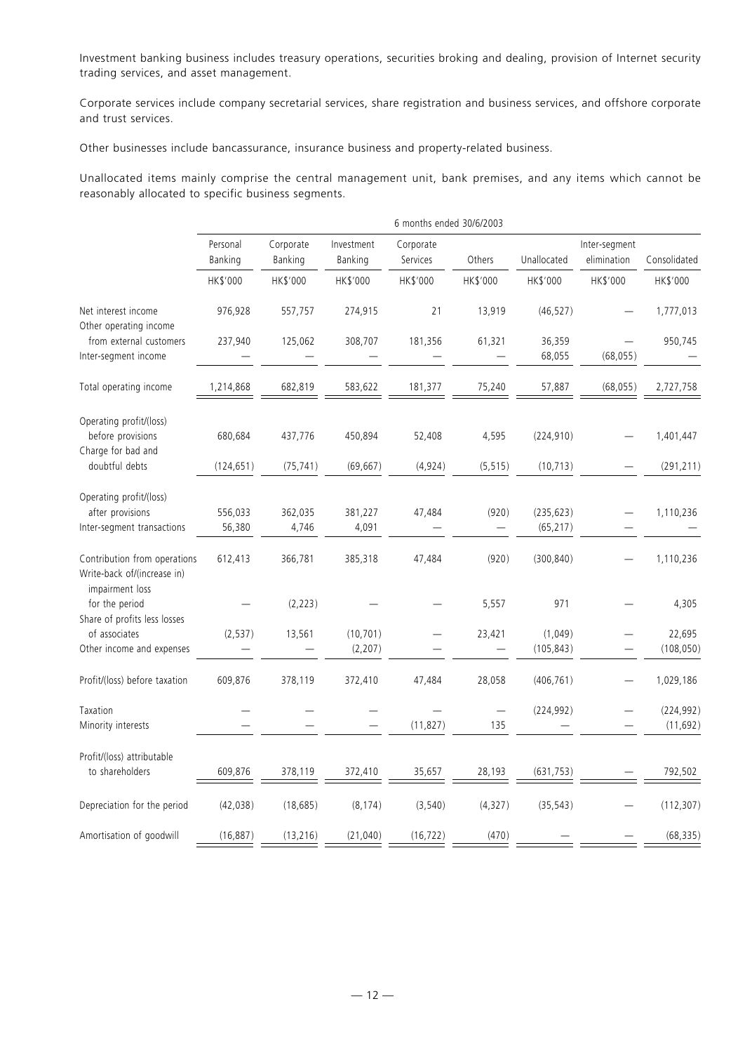Investment banking business includes treasury operations, securities broking and dealing, provision of Internet security trading services, and asset management.

Corporate services include company secretarial services, share registration and business services, and offshore corporate and trust services.

Other businesses include bancassurance, insurance business and property-related business.

Unallocated items mainly comprise the central management unit, bank premises, and any items which cannot be reasonably allocated to specific business segments.

| | 6 months ended 30/6/2003 | | | | | | | |
|---|---|---|---|---|---|---|---|---|
| | Personal Banking | Corporate Banking | Investment Banking | Corporate Services | Others | Unallocated | Inter-segment elimination | Consolidated |
| | HK$'000 | HK$'000 | HK$'000 | HK$'000 | HK$'000 | HK$'000 | HK$'000 | HK$'000 |
| Net interest income | 976,928 | 557,757 | 274,915 | 21 | 13,919 | (46,527) | — | 1,777,013 |
| Other operating income from external customers | 237,940 | 125,062 | 308,707 | 181,356 | 61,321 | 36,359 | — | 950,745 |
| Inter-segment income | — | — | — | — | — | 68,055 | (68,055) | — |
| Total operating income | 1,214,868 | 682,819 | 583,622 | 181,377 | 75,240 | 57,887 | (68,055) | 2,727,758 |
| Operating profit/(loss) before provisions | 680,684 | 437,776 | 450,894 | 52,408 | 4,595 | (224,910) | — | 1,401,447 |
| Charge for bad and doubtful debts | (124,651) | (75,741) | (69,667) | (4,924) | (5,515) | (10,713) | — | (291,211) |
| Operating profit/(loss) after provisions | 556,033 | 362,035 | 381,227 | 47,484 | (920) | (235,623) | — | 1,110,236 |
| Inter-segment transactions | 56,380 | 4,746 | 4,091 | — | — | (65,217) | — | — |
| Contribution from operations | 612,413 | 366,781 | 385,318 | 47,484 | (920) | (300,840) | — | 1,110,236 |
| Write-back of/(increase in) impairment loss for the period | — | (2,223) | — | — | 5,557 | 971 | — | 4,305 |
| Share of profits less losses of associates | (2,537) | 13,561 | (10,701) | — | 23,421 | (1,049) | — | 22,695 |
| Other income and expenses | — | — | (2,207) | — | — | (105,843) | — | (108,050) |
| Profit/(loss) before taxation | 609,876 | 378,119 | 372,410 | 47,484 | 28,058 | (406,761) | — | 1,029,186 |
| Taxation | — | — | — | — | — | (224,992) | — | (224,992) |
| Minority interests | — | — | — | (11,827) | 135 | — | — | (11,692) |
| Profit/(loss) attributable to shareholders | 609,876 | 378,119 | 372,410 | 35,657 | 28,193 | (631,753) | — | 792,502 |
| Depreciation for the period | (42,038) | (18,685) | (8,174) | (3,540) | (4,327) | (35,543) | — | (112,307) |
| Amortisation of goodwill | (16,887) | (13,216) | (21,040) | (16,722) | (470) | — | — | (68,335) |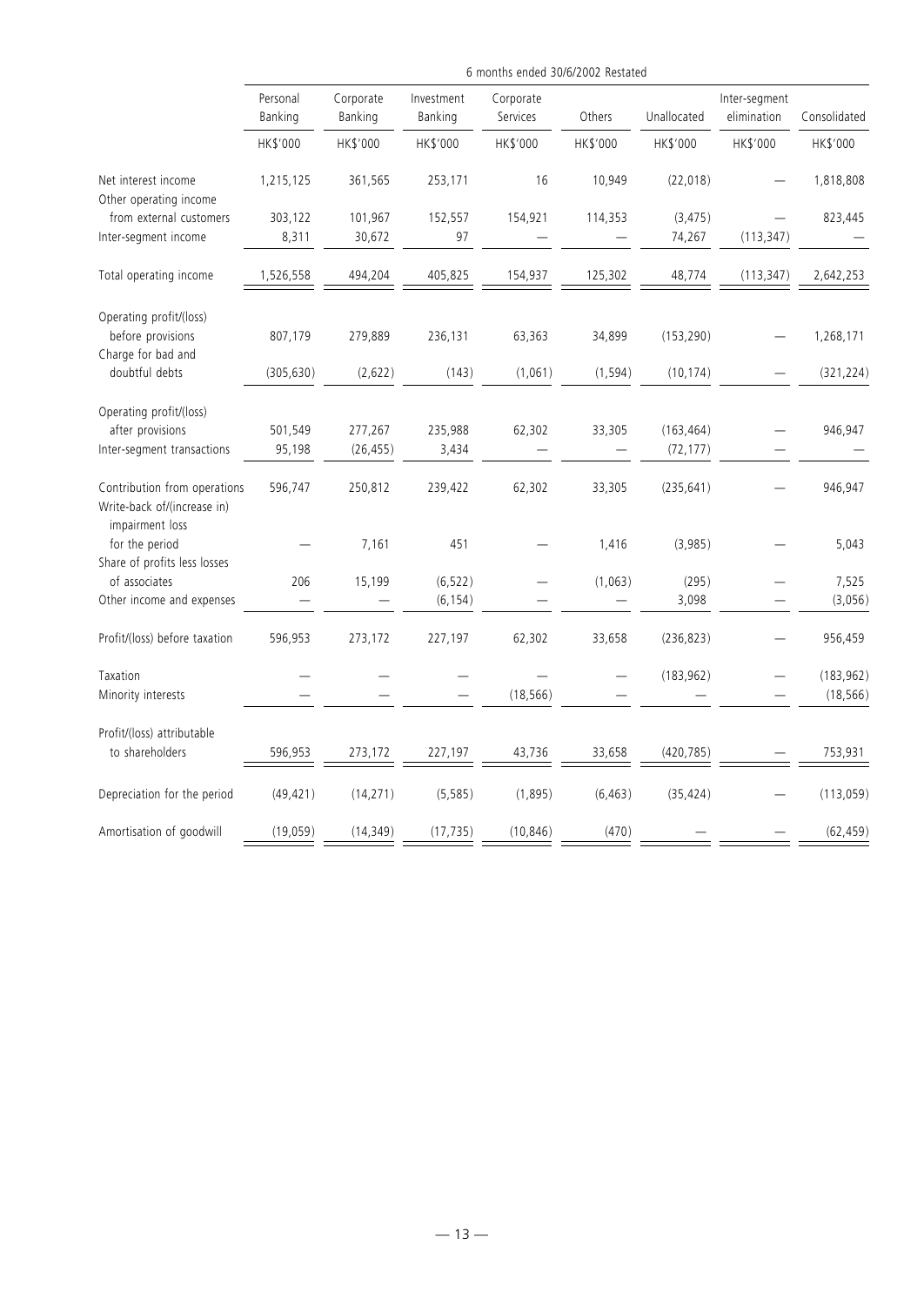| | 6 months ended 30/6/2002 Restated | | | | | | | |
|---|---|---|---|---|---|---|---|---|
| | Personal Banking | Corporate Banking | Investment Banking | Corporate Services | Others | Unallocated | Inter-segment elimination | Consolidated |
| | HK$'000 | HK$'000 | HK$'000 | HK$'000 | HK$'000 | HK$'000 | HK$'000 | HK$'000 |
| Net interest income | 1,215,125 | 361,565 | 253,171 | 16 | 10,949 | (22,018) | — | 1,818,808 |
| Other operating income from external customers | 303,122 | 101,967 | 152,557 | 154,921 | 114,353 | (3,475) | — | 823,445 |
| Inter-segment income | 8,311 | 30,672 | 97 | — | — | 74,267 | (113,347) | — |
| Total operating income | 1,526,558 | 494,204 | 405,825 | 154,937 | 125,302 | 48,774 | (113,347) | 2,642,253 |
| Operating profit/(loss) before provisions | 807,179 | 279,889 | 236,131 | 63,363 | 34,899 | (153,290) | — | 1,268,171 |
| Charge for bad and doubtful debts | (305,630) | (2,622) | (143) | (1,061) | (1,594) | (10,174) | — | (321,224) |
| Operating profit/(loss) after provisions | 501,549 | 277,267 | 235,988 | 62,302 | 33,305 | (163,464) | — | 946,947 |
| Inter-segment transactions | 95,198 | (26,455) | 3,434 | — | — | (72,177) | — | — |
| Contribution from operations | 596,747 | 250,812 | 239,422 | 62,302 | 33,305 | (235,641) | — | 946,947 |
| Write-back of/(increase in) impairment loss for the period | — | 7,161 | 451 | — | 1,416 | (3,985) | — | 5,043 |
| Share of profits less losses of associates | 206 | 15,199 | (6,522) | — | (1,063) | (295) | — | 7,525 |
| Other income and expenses | — | — | (6,154) | — | — | 3,098 | — | (3,056) |
| Profit/(loss) before taxation | 596,953 | 273,172 | 227,197 | 62,302 | 33,658 | (236,823) | — | 956,459 |
| Taxation | — | — | — | — | — | (183,962) | — | (183,962) |
| Minority interests | — | — | — | (18,566) | — | — | — | (18,566) |
| Profit/(loss) attributable to shareholders | 596,953 | 273,172 | 227,197 | 43,736 | 33,658 | (420,785) | — | 753,931 |
| Depreciation for the period | (49,421) | (14,271) | (5,585) | (1,895) | (6,463) | (35,424) | — | (113,059) |
| Amortisation of goodwill | (19,059) | (14,349) | (17,735) | (10,846) | (470) | — | — | (62,459) |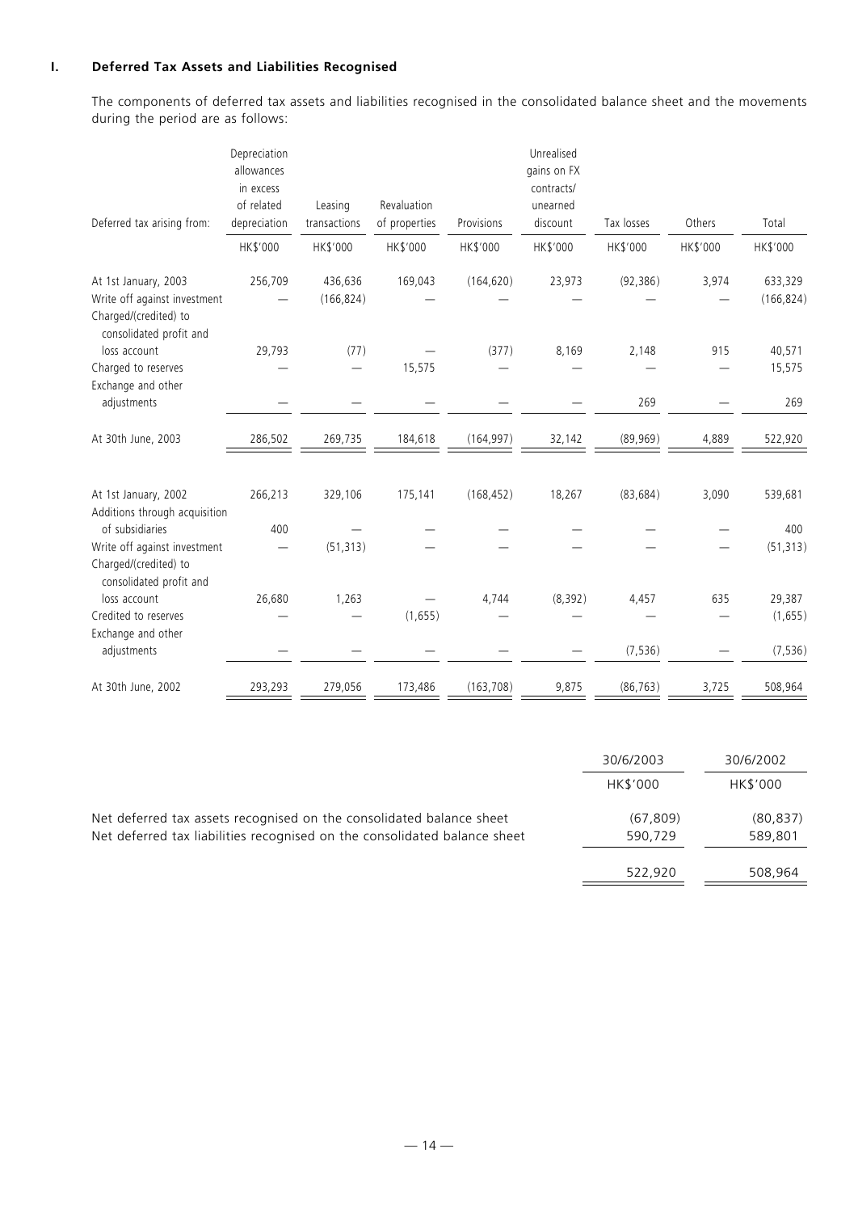## I. Deferred Tax Assets and Liabilities Recognised

The components of deferred tax assets and liabilities recognised in the consolidated balance sheet and the movements during the period are as follows:

| Deferred tax arising from: | Depreciation allowances in excess of related depreciation | Leasing transactions | Revaluation of properties | Provisions | Unrealised gains on FX contracts/ unearned discount | Tax losses | Others | Total |
|---|---|---|---|---|---|---|---|---|
| | HK$'000 | HK$'000 | HK$'000 | HK$'000 | HK$'000 | HK$'000 | HK$'000 | HK$'000 |
| At 1st January, 2003 | 256,709 | 436,636 | 169,043 | (164,620) | 23,973 | (92,386) | 3,974 | 633,329 |
| Write off against investment | — | (166,824) | — | — | — | — | — | (166,824) |
| Charged/(credited) to consolidated profit and loss account | 29,793 | (77) | — | (377) | 8,169 | 2,148 | 915 | 40,571 |
| Charged to reserves | — | — | 15,575 | — | — | — | — | 15,575 |
| Exchange and other adjustments | — | — | — | — | — | 269 | — | 269 |
| At 30th June, 2003 | 286,502 | 269,735 | 184,618 | (164,997) | 32,142 | (89,969) | 4,889 | 522,920 |
| | | | | | | | | |
| At 1st January, 2002 | 266,213 | 329,106 | 175,141 | (168,452) | 18,267 | (83,684) | 3,090 | 539,681 |
| Additions through acquisition of subsidiaries | 400 | — | — | — | — | — | — | 400 |
| Write off against investment | — | (51,313) | — | — | — | — | — | (51,313) |
| Charged/(credited) to consolidated profit and loss account | 26,680 | 1,263 | — | 4,744 | (8,392) | 4,457 | 635 | 29,387 |
| Credited to reserves | — | — | (1,655) | — | — | — | — | (1,655) |
| Exchange and other adjustments | — | — | — | — | — | (7,536) | — | (7,536) |
| At 30th June, 2002 | 293,293 | 279,056 | 173,486 | (163,708) | 9,875 | (86,763) | 3,725 | 508,964 |

| | 30/6/2003 | 30/6/2002 |
|---|---|---|
| | HK$'000 | HK$'000 |
| Net deferred tax assets recognised on the consolidated balance sheet | (67,809) | (80,837) |
| Net deferred tax liabilities recognised on the consolidated balance sheet | 590,729 | 589,801 |
| | 522,920 | 508,964 |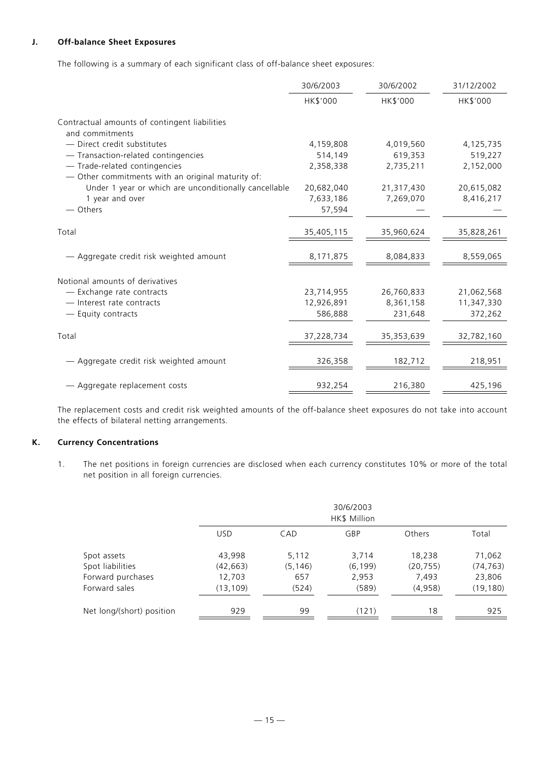## J. Off-balance Sheet Exposures

The following is a summary of each significant class of off-balance sheet exposures:

| | 30/6/2003 | 30/6/2002 | 31/12/2002 |
|---|---|---|---|
| | HK$'000 | HK$'000 | HK$'000 |
| Contractual amounts of contingent liabilities and commitments | | | |
| — Direct credit substitutes | 4,159,808 | 4,019,560 | 4,125,735 |
| — Transaction-related contingencies | 514,149 | 619,353 | 519,227 |
| — Trade-related contingencies | 2,358,338 | 2,735,211 | 2,152,000 |
| — Other commitments with an original maturity of: | | | |
| Under 1 year or which are unconditionally cancellable | 20,682,040 | 21,317,430 | 20,615,082 |
| 1 year and over | 7,633,186 | 7,269,070 | 8,416,217 |
| — Others | 57,594 | — | — |
| Total | 35,405,115 | 35,960,624 | 35,828,261 |
| — Aggregate credit risk weighted amount | 8,171,875 | 8,084,833 | 8,559,065 |
| Notional amounts of derivatives | | | |
| — Exchange rate contracts | 23,714,955 | 26,760,833 | 21,062,568 |
| — Interest rate contracts | 12,926,891 | 8,361,158 | 11,347,330 |
| — Equity contracts | 586,888 | 231,648 | 372,262 |
| Total | 37,228,734 | 35,353,639 | 32,782,160 |
| — Aggregate credit risk weighted amount | 326,358 | 182,712 | 218,951 |
| — Aggregate replacement costs | 932,254 | 216,380 | 425,196 |

The replacement costs and credit risk weighted amounts of the off-balance sheet exposures do not take into account the effects of bilateral netting arrangements.

## K. Currency Concentrations

1. The net positions in foreign currencies are disclosed when each currency constitutes 10% or more of the total net position in all foreign currencies.

| | 30/6/2003 HK$ Million | | | | |
|---|---|---|---|---|---|
| | USD | CAD | GBP | Others | Total |
| Spot assets | 43,998 | 5,112 | 3,714 | 18,238 | 71,062 |
| Spot liabilities | (42,663) | (5,146) | (6,199) | (20,755) | (74,763) |
| Forward purchases | 12,703 | 657 | 2,953 | 7,493 | 23,806 |
| Forward sales | (13,109) | (524) | (589) | (4,958) | (19,180) |
| Net long/(short) position | 929 | 99 | (121) | 18 | 925 |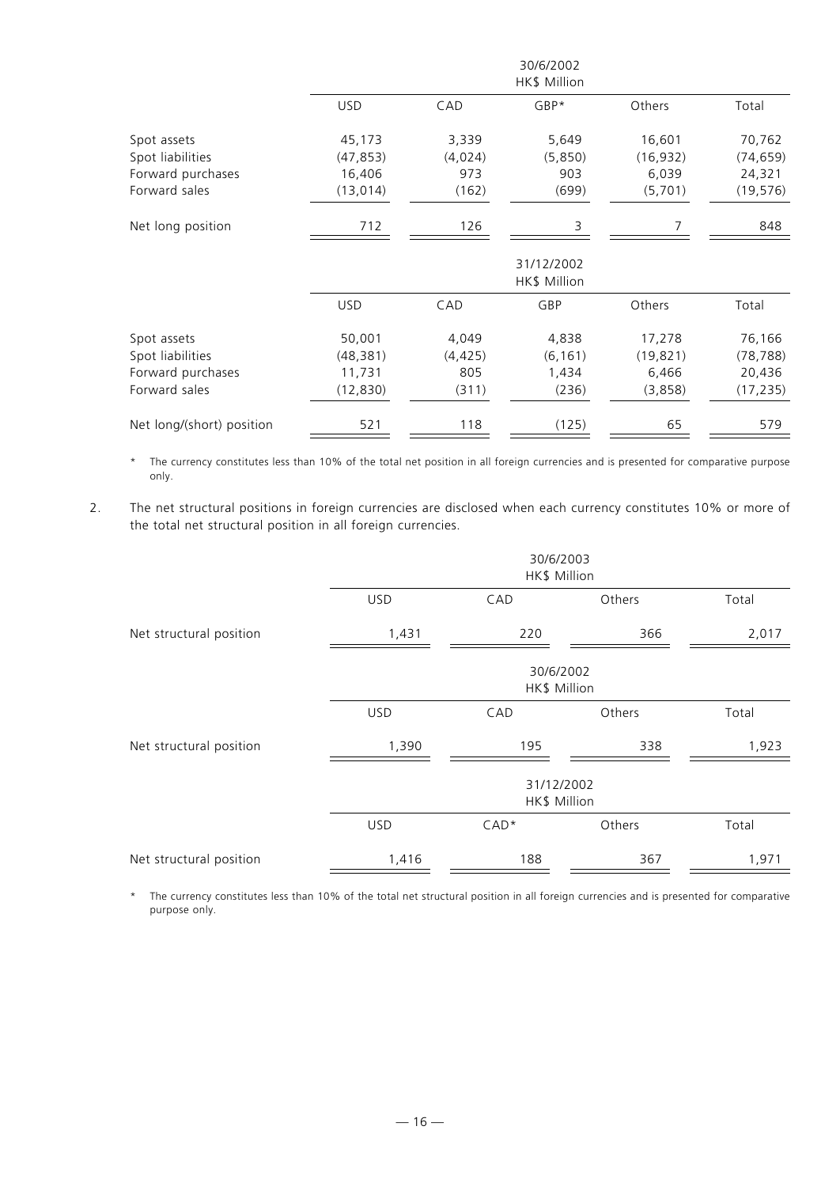| | 30/6/2002 HK$ Million | | | | |
|---|---|---|---|---|---|
| | USD | CAD | GBP* | Others | Total |
| Spot assets | 45,173 | 3,339 | 5,649 | 16,601 | 70,762 |
| Spot liabilities | (47,853) | (4,024) | (5,850) | (16,932) | (74,659) |
| Forward purchases | 16,406 | 973 | 903 | 6,039 | 24,321 |
| Forward sales | (13,014) | (162) | (699) | (5,701) | (19,576) |
| Net long position | 712 | 126 | 3 | 7 | 848 |

| | 31/12/2002 HK$ Million | | | | |
|---|---|---|---|---|---|
| | USD | CAD | GBP | Others | Total |
| Spot assets | 50,001 | 4,049 | 4,838 | 17,278 | 76,166 |
| Spot liabilities | (48,381) | (4,425) | (6,161) | (19,821) | (78,788) |
| Forward purchases | 11,731 | 805 | 1,434 | 6,466 | 20,436 |
| Forward sales | (12,830) | (311) | (236) | (3,858) | (17,235) |
| Net long/(short) position | 521 | 118 | (125) | 65 | 579 |

\* The currency constitutes less than 10% of the total net position in all foreign currencies and is presented for comparative purpose only.

2. The net structural positions in foreign currencies are disclosed when each currency constitutes 10% or more of the total net structural position in all foreign currencies.

| | 30/6/2003 HK$ Million | | | |
|---|---|---|---|---|
| | USD | CAD | Others | Total |
| Net structural position | 1,431 | 220 | 366 | 2,017 |

| | 30/6/2002 HK$ Million | | | |
|---|---|---|---|---|
| | USD | CAD | Others | Total |
| Net structural position | 1,390 | 195 | 338 | 1,923 |

| | 31/12/2002 HK$ Million | | | |
|---|---|---|---|---|
| | USD | CAD* | Others | Total |
| Net structural position | 1,416 | 188 | 367 | 1,971 |

\* The currency constitutes less than 10% of the total net structural position in all foreign currencies and is presented for comparative purpose only.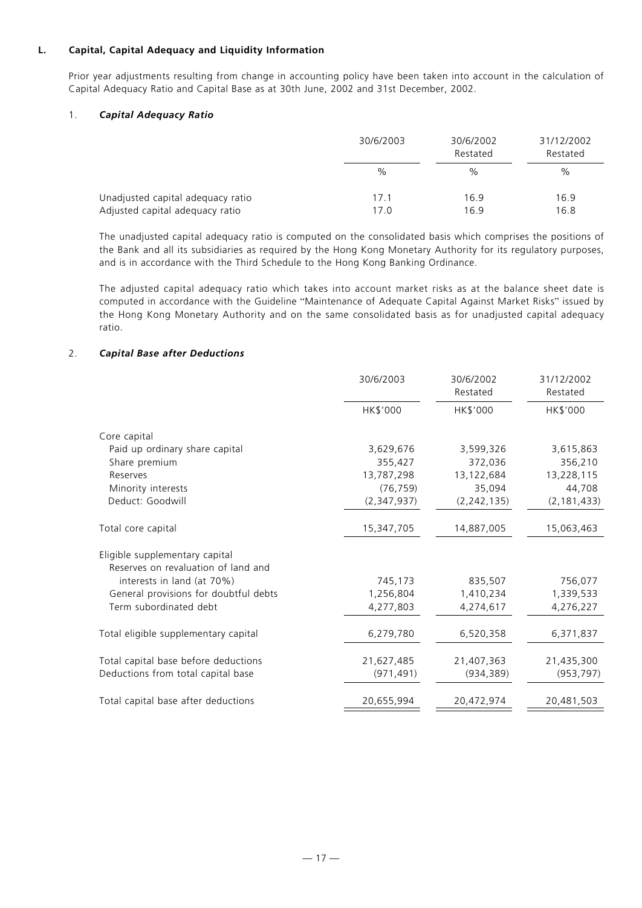## L. Capital, Capital Adequacy and Liquidity Information

Prior year adjustments resulting from change in accounting policy have been taken into account in the calculation of Capital Adequacy Ratio and Capital Base as at 30th June, 2002 and 31st December, 2002.

### 1. *Capital Adequacy Ratio*

| | 30/6/2003 | 30/6/2002 Restated | 31/12/2002 Restated |
|---|---|---|---|
| | % | % | % |
| Unadjusted capital adequacy ratio | 17.1 | 16.9 | 16.9 |
| Adjusted capital adequacy ratio | 17.0 | 16.9 | 16.8 |

The unadjusted capital adequacy ratio is computed on the consolidated basis which comprises the positions of the Bank and all its subsidiaries as required by the Hong Kong Monetary Authority for its regulatory purposes, and is in accordance with the Third Schedule to the Hong Kong Banking Ordinance.

The adjusted capital adequacy ratio which takes into account market risks as at the balance sheet date is computed in accordance with the Guideline "Maintenance of Adequate Capital Against Market Risks" issued by the Hong Kong Monetary Authority and on the same consolidated basis as for unadjusted capital adequacy ratio.

### 2. *Capital Base after Deductions*

| | 30/6/2003 | 30/6/2002 Restated | 31/12/2002 Restated |
|---|---|---|---|
| | HK$'000 | HK$'000 | HK$'000 |
| Core capital | | | |
| Paid up ordinary share capital | 3,629,676 | 3,599,326 | 3,615,863 |
| Share premium | 355,427 | 372,036 | 356,210 |
| Reserves | 13,787,298 | 13,122,684 | 13,228,115 |
| Minority interests | (76,759) | 35,094 | 44,708 |
| Deduct: Goodwill | (2,347,937) | (2,242,135) | (2,181,433) |
| Total core capital | 15,347,705 | 14,887,005 | 15,063,463 |
| Eligible supplementary capital | | | |
| Reserves on revaluation of land and interests in land (at 70%) | 745,173 | 835,507 | 756,077 |
| General provisions for doubtful debts | 1,256,804 | 1,410,234 | 1,339,533 |
| Term subordinated debt | 4,277,803 | 4,274,617 | 4,276,227 |
| Total eligible supplementary capital | 6,279,780 | 6,520,358 | 6,371,837 |
| Total capital base before deductions | 21,627,485 | 21,407,363 | 21,435,300 |
| Deductions from total capital base | (971,491) | (934,389) | (953,797) |
| Total capital base after deductions | 20,655,994 | 20,472,974 | 20,481,503 |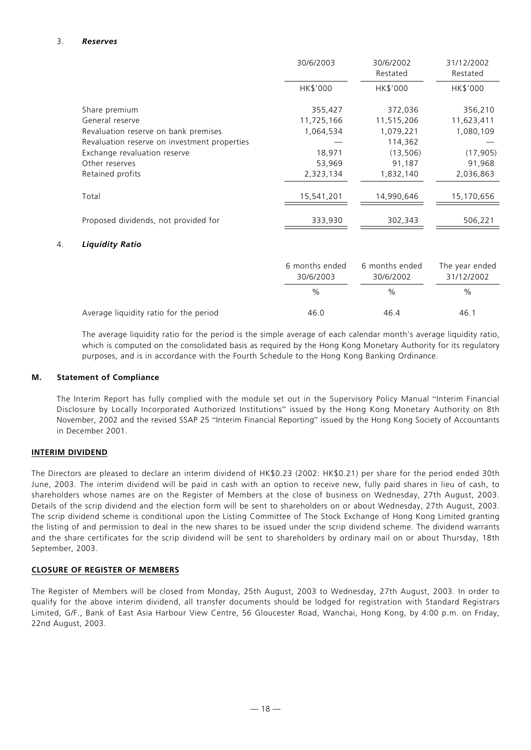3. ***Reserves***

| | 30/6/2003 | 30/6/2002 Restated | 31/12/2002 Restated |
|---|---|---|---|
| | HK$'000 | HK$'000 | HK$'000 |
| Share premium | 355,427 | 372,036 | 356,210 |
| General reserve | 11,725,166 | 11,515,206 | 11,623,411 |
| Revaluation reserve on bank premises | 1,064,534 | 1,079,221 | 1,080,109 |
| Revaluation reserve on investment properties | — | 114,362 | — |
| Exchange revaluation reserve | 18,971 | (13,506) | (17,905) |
| Other reserves | 53,969 | 91,187 | 91,968 |
| Retained profits | 2,323,134 | 1,832,140 | 2,036,863 |
| Total | 15,541,201 | 14,990,646 | 15,170,656 |
| Proposed dividends, not provided for | 333,930 | 302,343 | 506,221 |

4. ***Liquidity Ratio***

| | 6 months ended 30/6/2003 | 6 months ended 30/6/2002 | The year ended 31/12/2002 |
|---|---|---|---|
| | % | % | % |
| Average liquidity ratio for the period | 46.0 | 46.4 | 46.1 |

The average liquidity ratio for the period is the simple average of each calendar month's average liquidity ratio, which is computed on the consolidated basis as required by the Hong Kong Monetary Authority for its regulatory purposes, and is in accordance with the Fourth Schedule to the Hong Kong Banking Ordinance.

## M. Statement of Compliance

The Interim Report has fully complied with the module set out in the Supervisory Policy Manual "Interim Financial Disclosure by Locally Incorporated Authorized Institutions" issued by the Hong Kong Monetary Authority on 8th November, 2002 and the revised SSAP 25 "Interim Financial Reporting" issued by the Hong Kong Society of Accountants in December 2001.

## INTERIM DIVIDEND

The Directors are pleased to declare an interim dividend of HK$0.23 (2002: HK$0.21) per share for the period ended 30th June, 2003. The interim dividend will be paid in cash with an option to receive new, fully paid shares in lieu of cash, to shareholders whose names are on the Register of Members at the close of business on Wednesday, 27th August, 2003. Details of the scrip dividend and the election form will be sent to shareholders on or about Wednesday, 27th August, 2003. The scrip dividend scheme is conditional upon the Listing Committee of The Stock Exchange of Hong Kong Limited granting the listing of and permission to deal in the new shares to be issued under the scrip dividend scheme. The dividend warrants and the share certificates for the scrip dividend will be sent to shareholders by ordinary mail on or about Thursday, 18th September, 2003.

## CLOSURE OF REGISTER OF MEMBERS

The Register of Members will be closed from Monday, 25th August, 2003 to Wednesday, 27th August, 2003. In order to qualify for the above interim dividend, all transfer documents should be lodged for registration with Standard Registrars Limited, G/F., Bank of East Asia Harbour View Centre, 56 Gloucester Road, Wanchai, Hong Kong, by 4:00 p.m. on Friday, 22nd August, 2003.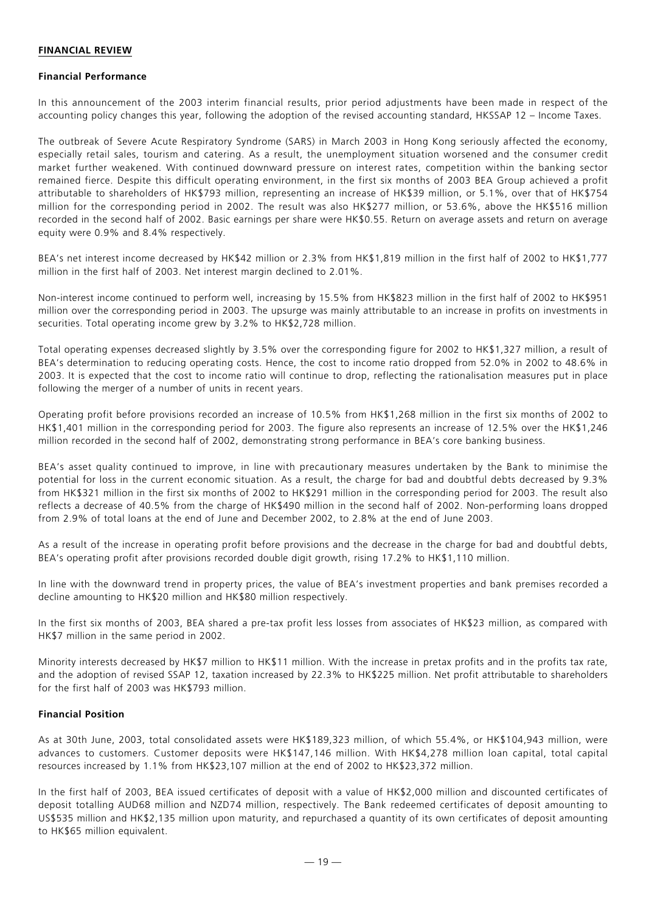## FINANCIAL REVIEW

### Financial Performance

In this announcement of the 2003 interim financial results, prior period adjustments have been made in respect of the accounting policy changes this year, following the adoption of the revised accounting standard, HKSSAP 12 – Income Taxes.

The outbreak of Severe Acute Respiratory Syndrome (SARS) in March 2003 in Hong Kong seriously affected the economy, especially retail sales, tourism and catering. As a result, the unemployment situation worsened and the consumer credit market further weakened. With continued downward pressure on interest rates, competition within the banking sector remained fierce. Despite this difficult operating environment, in the first six months of 2003 BEA Group achieved a profit attributable to shareholders of HK$793 million, representing an increase of HK$39 million, or 5.1%, over that of HK$754 million for the corresponding period in 2002. The result was also HK$277 million, or 53.6%, above the HK$516 million recorded in the second half of 2002. Basic earnings per share were HK$0.55. Return on average assets and return on average equity were 0.9% and 8.4% respectively.

BEA's net interest income decreased by HK$42 million or 2.3% from HK$1,819 million in the first half of 2002 to HK$1,777 million in the first half of 2003. Net interest margin declined to 2.01%.

Non-interest income continued to perform well, increasing by 15.5% from HK$823 million in the first half of 2002 to HK$951 million over the corresponding period in 2003. The upsurge was mainly attributable to an increase in profits on investments in securities. Total operating income grew by 3.2% to HK$2,728 million.

Total operating expenses decreased slightly by 3.5% over the corresponding figure for 2002 to HK$1,327 million, a result of BEA's determination to reducing operating costs. Hence, the cost to income ratio dropped from 52.0% in 2002 to 48.6% in 2003. It is expected that the cost to income ratio will continue to drop, reflecting the rationalisation measures put in place following the merger of a number of units in recent years.

Operating profit before provisions recorded an increase of 10.5% from HK$1,268 million in the first six months of 2002 to HK$1,401 million in the corresponding period for 2003. The figure also represents an increase of 12.5% over the HK$1,246 million recorded in the second half of 2002, demonstrating strong performance in BEA's core banking business.

BEA's asset quality continued to improve, in line with precautionary measures undertaken by the Bank to minimise the potential for loss in the current economic situation. As a result, the charge for bad and doubtful debts decreased by 9.3% from HK$321 million in the first six months of 2002 to HK$291 million in the corresponding period for 2003. The result also reflects a decrease of 40.5% from the charge of HK$490 million in the second half of 2002. Non-performing loans dropped from 2.9% of total loans at the end of June and December 2002, to 2.8% at the end of June 2003.

As a result of the increase in operating profit before provisions and the decrease in the charge for bad and doubtful debts, BEA's operating profit after provisions recorded double digit growth, rising 17.2% to HK$1,110 million.

In line with the downward trend in property prices, the value of BEA's investment properties and bank premises recorded a decline amounting to HK$20 million and HK$80 million respectively.

In the first six months of 2003, BEA shared a pre-tax profit less losses from associates of HK$23 million, as compared with HK$7 million in the same period in 2002.

Minority interests decreased by HK$7 million to HK$11 million. With the increase in pretax profits and in the profits tax rate, and the adoption of revised SSAP 12, taxation increased by 22.3% to HK$225 million. Net profit attributable to shareholders for the first half of 2003 was HK$793 million.

### Financial Position

As at 30th June, 2003, total consolidated assets were HK$189,323 million, of which 55.4%, or HK$104,943 million, were advances to customers. Customer deposits were HK$147,146 million. With HK$4,278 million loan capital, total capital resources increased by 1.1% from HK$23,107 million at the end of 2002 to HK$23,372 million.

In the first half of 2003, BEA issued certificates of deposit with a value of HK$2,000 million and discounted certificates of deposit totalling AUD68 million and NZD74 million, respectively. The Bank redeemed certificates of deposit amounting to US$535 million and HK$2,135 million upon maturity, and repurchased a quantity of its own certificates of deposit amounting to HK$65 million equivalent.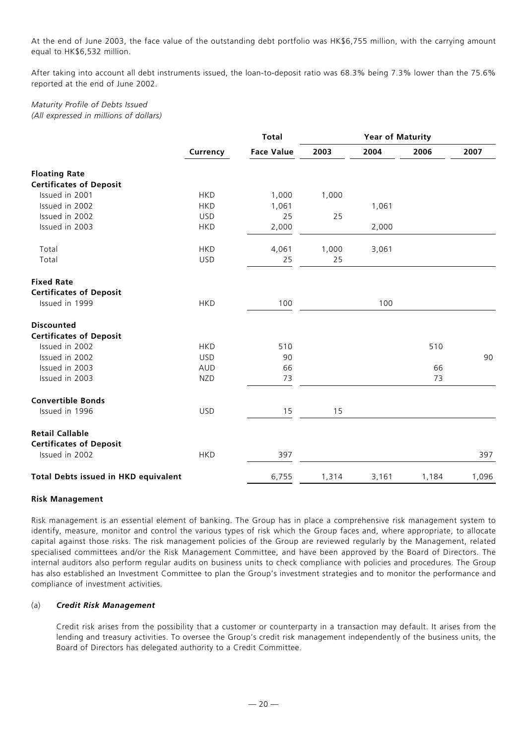At the end of June 2003, the face value of the outstanding debt portfolio was HK$6,755 million, with the carrying amount equal to HK$6,532 million.

After taking into account all debt instruments issued, the loan-to-deposit ratio was 68.3% being 7.3% lower than the 75.6% reported at the end of June 2002.

*Maturity Profile of Debts Issued*
*(All expressed in millions of dollars)*

| | | Total | Year of Maturity | | | |
|---|---|---|---|---|---|---|
| | Currency | Face Value | 2003 | 2004 | 2006 | 2007 |
| **Floating Rate Certificates of Deposit** | | | | | | |
| Issued in 2001 | HKD | 1,000 | 1,000 | | | |
| Issued in 2002 | HKD | 1,061 | | 1,061 | | |
| Issued in 2002 | USD | 25 | 25 | | | |
| Issued in 2003 | HKD | 2,000 | | 2,000 | | |
| Total | HKD | 4,061 | 1,000 | 3,061 | | |
| Total | USD | 25 | 25 | | | |
| **Fixed Rate Certificates of Deposit** | | | | | | |
| Issued in 1999 | HKD | 100 | | 100 | | |
| **Discounted Certificates of Deposit** | | | | | | |
| Issued in 2002 | HKD | 510 | | | 510 | |
| Issued in 2002 | USD | 90 | | | | 90 |
| Issued in 2003 | AUD | 66 | | | 66 | |
| Issued in 2003 | NZD | 73 | | | 73 | |
| **Convertible Bonds** | | | | | | |
| Issued in 1996 | USD | 15 | 15 | | | |
| **Retail Callable Certificates of Deposit** | | | | | | |
| Issued in 2002 | HKD | 397 | | | | 397 |
| **Total Debts issued in HKD equivalent** | | 6,755 | 1,314 | 3,161 | 1,184 | 1,096 |

**Risk Management**

Risk management is an essential element of banking. The Group has in place a comprehensive risk management system to identify, measure, monitor and control the various types of risk which the Group faces and, where appropriate, to allocate capital against those risks. The risk management policies of the Group are reviewed regularly by the Management, related specialised committees and/or the Risk Management Committee, and have been approved by the Board of Directors. The internal auditors also perform regular audits on business units to check compliance with policies and procedures. The Group has also established an Investment Committee to plan the Group's investment strategies and to monitor the performance and compliance of investment activities.

(a) ***Credit Risk Management***

Credit risk arises from the possibility that a customer or counterparty in a transaction may default. It arises from the lending and treasury activities. To oversee the Group's credit risk management independently of the business units, the Board of Directors has delegated authority to a Credit Committee.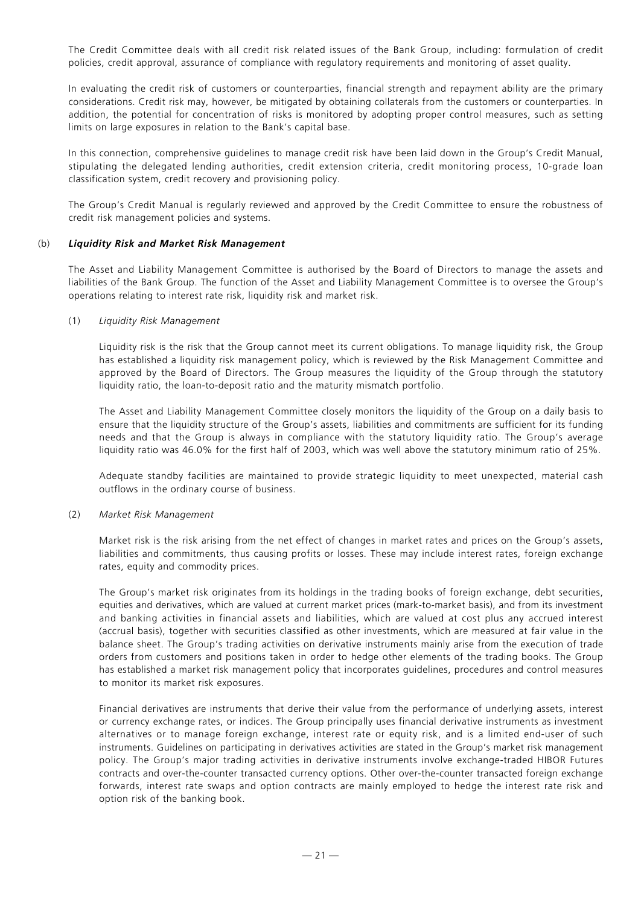The Credit Committee deals with all credit risk related issues of the Bank Group, including: formulation of credit policies, credit approval, assurance of compliance with regulatory requirements and monitoring of asset quality.

In evaluating the credit risk of customers or counterparties, financial strength and repayment ability are the primary considerations. Credit risk may, however, be mitigated by obtaining collaterals from the customers or counterparties. In addition, the potential for concentration of risks is monitored by adopting proper control measures, such as setting limits on large exposures in relation to the Bank's capital base.

In this connection, comprehensive guidelines to manage credit risk have been laid down in the Group's Credit Manual, stipulating the delegated lending authorities, credit extension criteria, credit monitoring process, 10-grade loan classification system, credit recovery and provisioning policy.

The Group's Credit Manual is regularly reviewed and approved by the Credit Committee to ensure the robustness of credit risk management policies and systems.

(b) ***Liquidity Risk and Market Risk Management***

The Asset and Liability Management Committee is authorised by the Board of Directors to manage the assets and liabilities of the Bank Group. The function of the Asset and Liability Management Committee is to oversee the Group's operations relating to interest rate risk, liquidity risk and market risk.

(1) *Liquidity Risk Management*

Liquidity risk is the risk that the Group cannot meet its current obligations. To manage liquidity risk, the Group has established a liquidity risk management policy, which is reviewed by the Risk Management Committee and approved by the Board of Directors. The Group measures the liquidity of the Group through the statutory liquidity ratio, the loan-to-deposit ratio and the maturity mismatch portfolio.

The Asset and Liability Management Committee closely monitors the liquidity of the Group on a daily basis to ensure that the liquidity structure of the Group's assets, liabilities and commitments are sufficient for its funding needs and that the Group is always in compliance with the statutory liquidity ratio. The Group's average liquidity ratio was 46.0% for the first half of 2003, which was well above the statutory minimum ratio of 25%.

Adequate standby facilities are maintained to provide strategic liquidity to meet unexpected, material cash outflows in the ordinary course of business.

(2) *Market Risk Management*

Market risk is the risk arising from the net effect of changes in market rates and prices on the Group's assets, liabilities and commitments, thus causing profits or losses. These may include interest rates, foreign exchange rates, equity and commodity prices.

The Group's market risk originates from its holdings in the trading books of foreign exchange, debt securities, equities and derivatives, which are valued at current market prices (mark-to-market basis), and from its investment and banking activities in financial assets and liabilities, which are valued at cost plus any accrued interest (accrual basis), together with securities classified as other investments, which are measured at fair value in the balance sheet. The Group's trading activities on derivative instruments mainly arise from the execution of trade orders from customers and positions taken in order to hedge other elements of the trading books. The Group has established a market risk management policy that incorporates guidelines, procedures and control measures to monitor its market risk exposures.

Financial derivatives are instruments that derive their value from the performance of underlying assets, interest or currency exchange rates, or indices. The Group principally uses financial derivative instruments as investment alternatives or to manage foreign exchange, interest rate or equity risk, and is a limited end-user of such instruments. Guidelines on participating in derivatives activities are stated in the Group's market risk management policy. The Group's major trading activities in derivative instruments involve exchange-traded HIBOR Futures contracts and over-the-counter transacted currency options. Other over-the-counter transacted foreign exchange forwards, interest rate swaps and option contracts are mainly employed to hedge the interest rate risk and option risk of the banking book.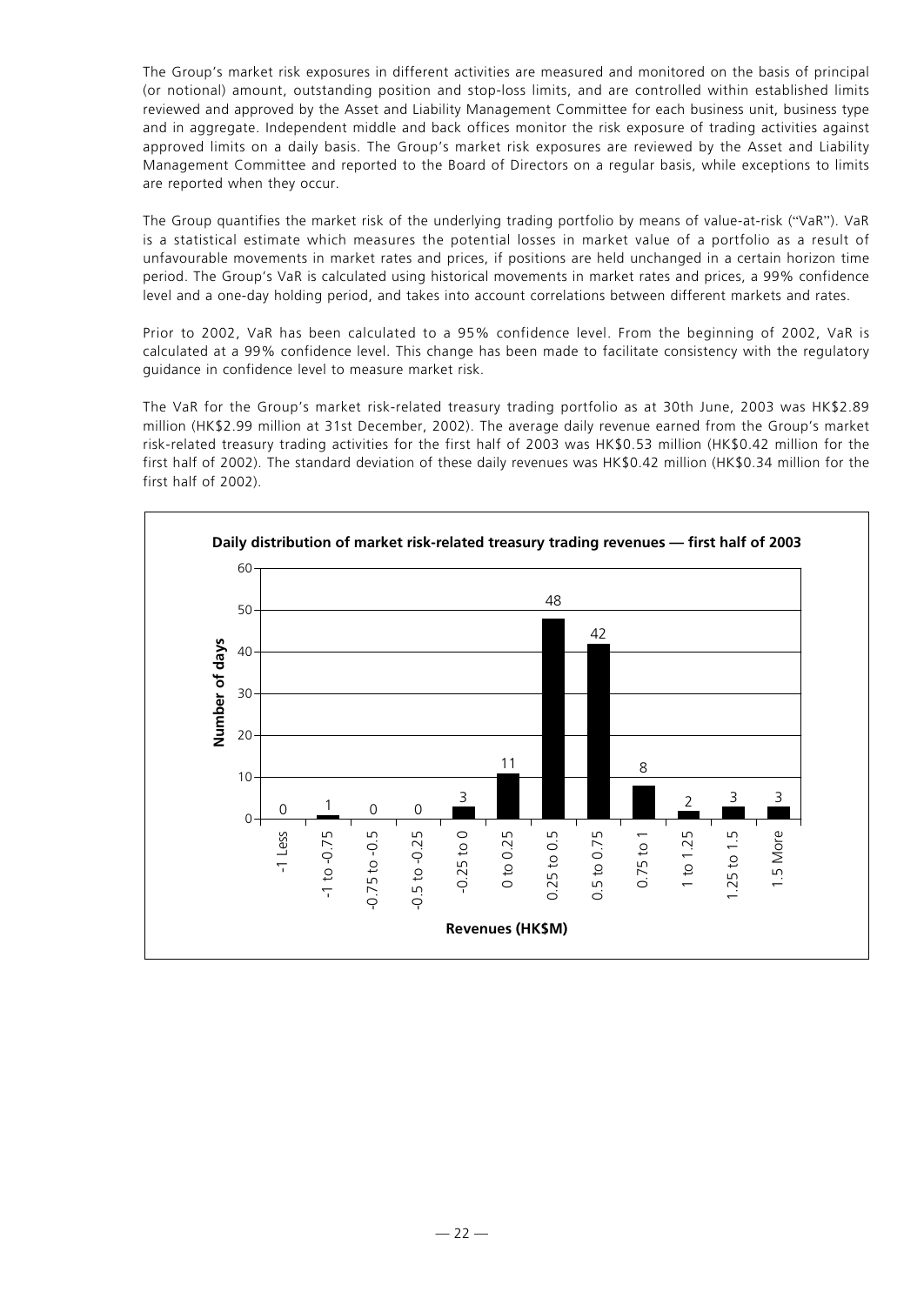The Group's market risk exposures in different activities are measured and monitored on the basis of principal (or notional) amount, outstanding position and stop-loss limits, and are controlled within established limits reviewed and approved by the Asset and Liability Management Committee for each business unit, business type and in aggregate. Independent middle and back offices monitor the risk exposure of trading activities against approved limits on a daily basis. The Group's market risk exposures are reviewed by the Asset and Liability Management Committee and reported to the Board of Directors on a regular basis, while exceptions to limits are reported when they occur.

The Group quantifies the market risk of the underlying trading portfolio by means of value-at-risk ("VaR"). VaR is a statistical estimate which measures the potential losses in market value of a portfolio as a result of unfavourable movements in market rates and prices, if positions are held unchanged in a certain horizon time period. The Group's VaR is calculated using historical movements in market rates and prices, a 99% confidence level and a one-day holding period, and takes into account correlations between different markets and rates.

Prior to 2002, VaR has been calculated to a 95% confidence level. From the beginning of 2002, VaR is calculated at a 99% confidence level. This change has been made to facilitate consistency with the regulatory guidance in confidence level to measure market risk.

The VaR for the Group's market risk-related treasury trading portfolio as at 30th June, 2003 was HK$2.89 million (HK$2.99 million at 31st December, 2002). The average daily revenue earned from the Group's market risk-related treasury trading activities for the first half of 2003 was HK$0.53 million (HK$0.42 million for the first half of 2002). The standard deviation of these daily revenues was HK$0.42 million (HK$0.34 million for the first half of 2002).

**Daily distribution of market risk-related treasury trading revenues — first half of 2003**

| Revenues (HK$M) | Number of days |
|---|---|
| -1 Less | 0 |
| -1 to -0.75 | 1 |
| -0.75 to -0.5 | 0 |
| -0.5 to -0.25 | 0 |
| -0.25 to 0 | 3 |
| 0 to 0.25 | 11 |
| 0.25 to 0.5 | 48 |
| 0.5 to 0.75 | 42 |
| 0.75 to 1 | 8 |
| 1 to 1.25 | 2 |
| 1.25 to 1.5 | 3 |
| 1.5 More | 3 |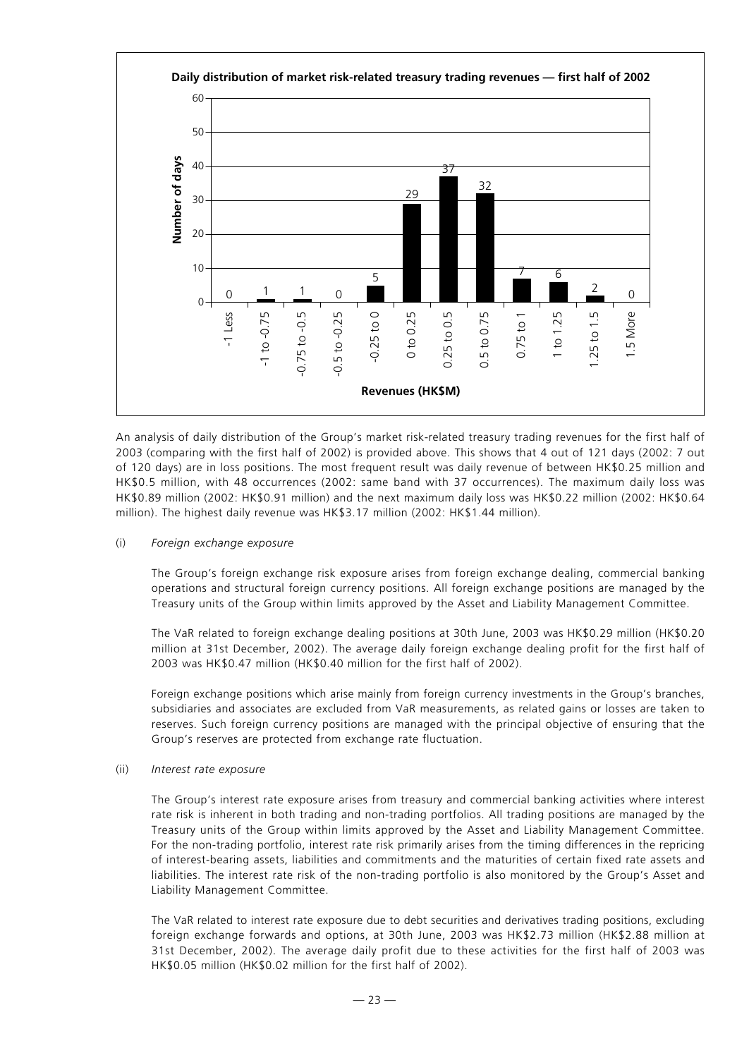**Daily distribution of market risk-related treasury trading revenues — first half of 2002**

| Revenues (HK$M) | Number of days |
|---|---|
| -1 Less | 0 |
| -1 to -0.75 | 1 |
| -0.75 to -0.5 | 1 |
| -0.5 to -0.25 | 0 |
| -0.25 to 0 | 5 |
| 0 to 0.25 | 29 |
| 0.25 to 0.5 | 37 |
| 0.5 to 0.75 | 32 |
| 0.75 to 1 | 7 |
| 1 to 1.25 | 6 |
| 1.25 to 1.5 | 2 |
| 1.5 More | 0 |

An analysis of daily distribution of the Group's market risk-related treasury trading revenues for the first half of 2003 (comparing with the first half of 2002) is provided above. This shows that 4 out of 121 days (2002: 7 out of 120 days) are in loss positions. The most frequent result was daily revenue of between HK$0.25 million and HK$0.5 million, with 48 occurrences (2002: same band with 37 occurrences). The maximum daily loss was HK$0.89 million (2002: HK$0.91 million) and the next maximum daily loss was HK$0.22 million (2002: HK$0.64 million). The highest daily revenue was HK$3.17 million (2002: HK$1.44 million).

(i) *Foreign exchange exposure*

The Group's foreign exchange risk exposure arises from foreign exchange dealing, commercial banking operations and structural foreign currency positions. All foreign exchange positions are managed by the Treasury units of the Group within limits approved by the Asset and Liability Management Committee.

The VaR related to foreign exchange dealing positions at 30th June, 2003 was HK$0.29 million (HK$0.20 million at 31st December, 2002). The average daily foreign exchange dealing profit for the first half of 2003 was HK$0.47 million (HK$0.40 million for the first half of 2002).

Foreign exchange positions which arise mainly from foreign currency investments in the Group's branches, subsidiaries and associates are excluded from VaR measurements, as related gains or losses are taken to reserves. Such foreign currency positions are managed with the principal objective of ensuring that the Group's reserves are protected from exchange rate fluctuation.

(ii) *Interest rate exposure*

The Group's interest rate exposure arises from treasury and commercial banking activities where interest rate risk is inherent in both trading and non-trading portfolios. All trading positions are managed by the Treasury units of the Group within limits approved by the Asset and Liability Management Committee. For the non-trading portfolio, interest rate risk primarily arises from the timing differences in the repricing of interest-bearing assets, liabilities and commitments and the maturities of certain fixed rate assets and liabilities. The interest rate risk of the non-trading portfolio is also monitored by the Group's Asset and Liability Management Committee.

The VaR related to interest rate exposure due to debt securities and derivatives trading positions, excluding foreign exchange forwards and options, at 30th June, 2003 was HK$2.73 million (HK$2.88 million at 31st December, 2002). The average daily profit due to these activities for the first half of 2003 was HK$0.05 million (HK$0.02 million for the first half of 2002).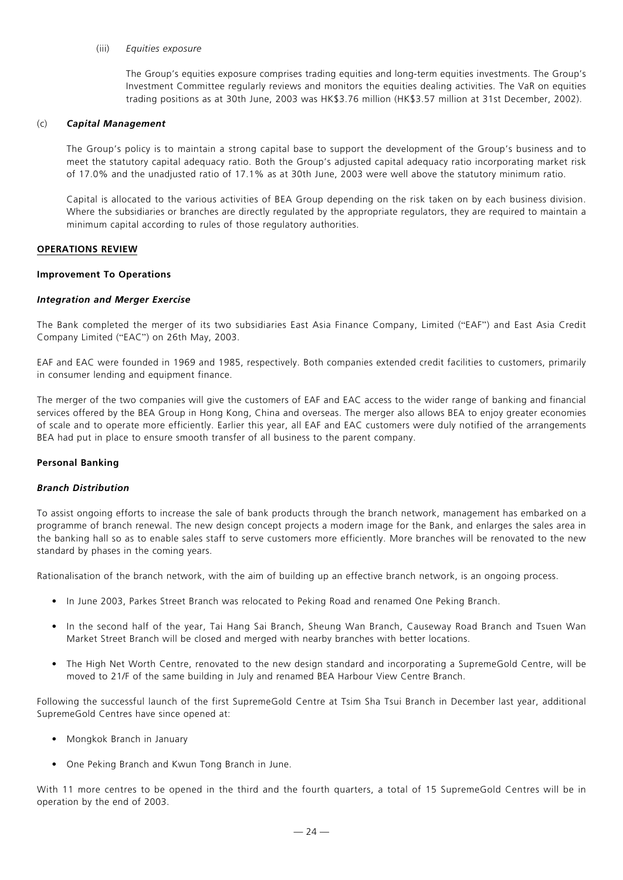(iii) *Equities exposure*

The Group's equities exposure comprises trading equities and long-term equities investments. The Group's Investment Committee regularly reviews and monitors the equities dealing activities. The VaR on equities trading positions as at 30th June, 2003 was HK$3.76 million (HK$3.57 million at 31st December, 2002).

(c) ***Capital Management***

The Group's policy is to maintain a strong capital base to support the development of the Group's business and to meet the statutory capital adequacy ratio. Both the Group's adjusted capital adequacy ratio incorporating market risk of 17.0% and the unadjusted ratio of 17.1% as at 30th June, 2003 were well above the statutory minimum ratio.

Capital is allocated to the various activities of BEA Group depending on the risk taken on by each business division. Where the subsidiaries or branches are directly regulated by the appropriate regulators, they are required to maintain a minimum capital according to rules of those regulatory authorities.

## OPERATIONS REVIEW

### Improvement To Operations

#### *Integration and Merger Exercise*

The Bank completed the merger of its two subsidiaries East Asia Finance Company, Limited ("EAF") and East Asia Credit Company Limited ("EAC") on 26th May, 2003.

EAF and EAC were founded in 1969 and 1985, respectively. Both companies extended credit facilities to customers, primarily in consumer lending and equipment finance.

The merger of the two companies will give the customers of EAF and EAC access to the wider range of banking and financial services offered by the BEA Group in Hong Kong, China and overseas. The merger also allows BEA to enjoy greater economies of scale and to operate more efficiently. Earlier this year, all EAF and EAC customers were duly notified of the arrangements BEA had put in place to ensure smooth transfer of all business to the parent company.

### Personal Banking

#### *Branch Distribution*

To assist ongoing efforts to increase the sale of bank products through the branch network, management has embarked on a programme of branch renewal. The new design concept projects a modern image for the Bank, and enlarges the sales area in the banking hall so as to enable sales staff to serve customers more efficiently. More branches will be renovated to the new standard by phases in the coming years.

Rationalisation of the branch network, with the aim of building up an effective branch network, is an ongoing process.

- In June 2003, Parkes Street Branch was relocated to Peking Road and renamed One Peking Branch.
- In the second half of the year, Tai Hang Sai Branch, Sheung Wan Branch, Causeway Road Branch and Tsuen Wan Market Street Branch will be closed and merged with nearby branches with better locations.
- The High Net Worth Centre, renovated to the new design standard and incorporating a SupremeGold Centre, will be moved to 21/F of the same building in July and renamed BEA Harbour View Centre Branch.

Following the successful launch of the first SupremeGold Centre at Tsim Sha Tsui Branch in December last year, additional SupremeGold Centres have since opened at:

- Mongkok Branch in January
- One Peking Branch and Kwun Tong Branch in June.

With 11 more centres to be opened in the third and the fourth quarters, a total of 15 SupremeGold Centres will be in operation by the end of 2003.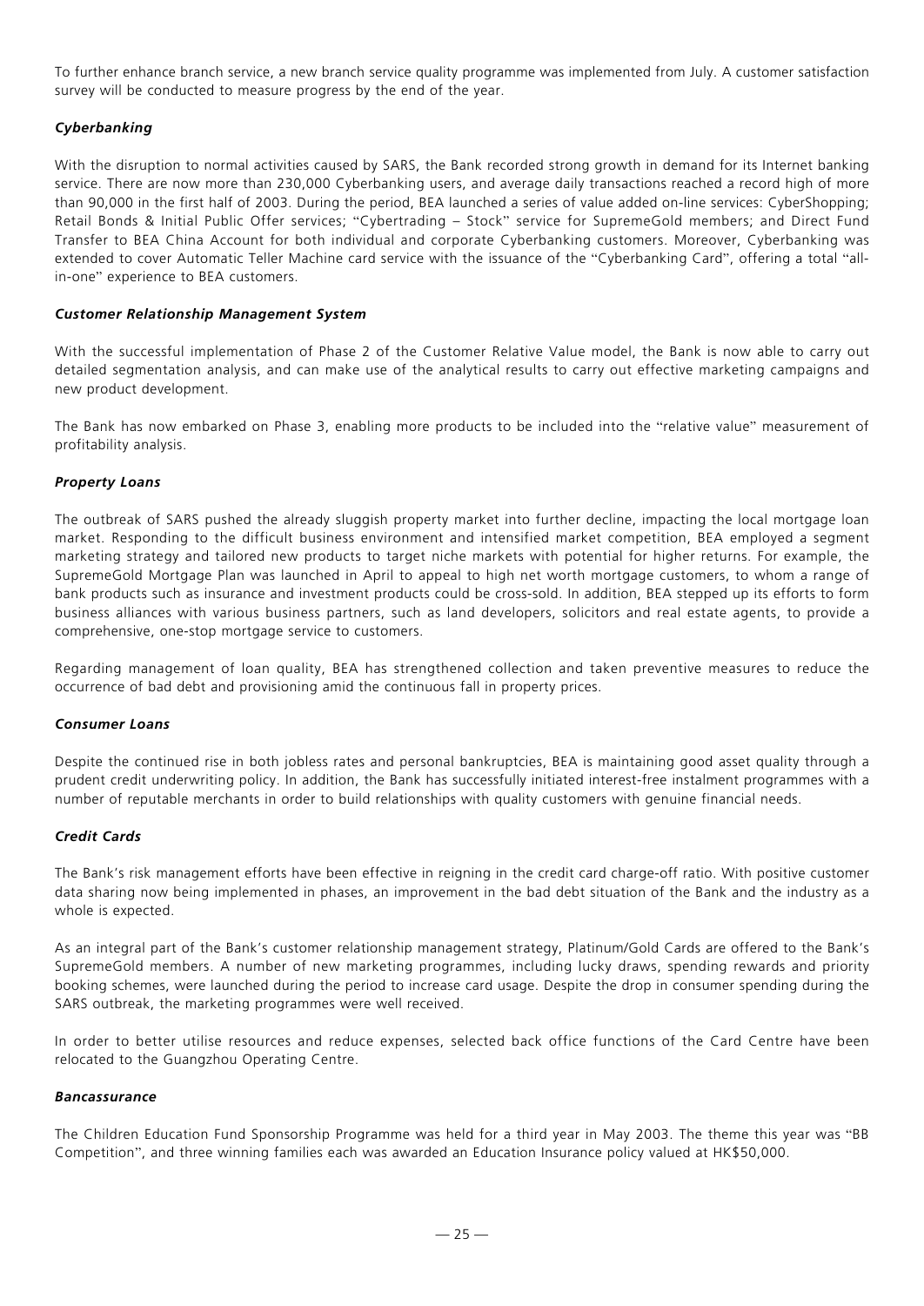To further enhance branch service, a new branch service quality programme was implemented from July. A customer satisfaction survey will be conducted to measure progress by the end of the year.

### *Cyberbanking*

With the disruption to normal activities caused by SARS, the Bank recorded strong growth in demand for its Internet banking service. There are now more than 230,000 Cyberbanking users, and average daily transactions reached a record high of more than 90,000 in the first half of 2003. During the period, BEA launched a series of value added on-line services: CyberShopping; Retail Bonds & Initial Public Offer services; "Cybertrading – Stock" service for SupremeGold members; and Direct Fund Transfer to BEA China Account for both individual and corporate Cyberbanking customers. Moreover, Cyberbanking was extended to cover Automatic Teller Machine card service with the issuance of the "Cyberbanking Card", offering a total "all-in-one" experience to BEA customers.

### *Customer Relationship Management System*

With the successful implementation of Phase 2 of the Customer Relative Value model, the Bank is now able to carry out detailed segmentation analysis, and can make use of the analytical results to carry out effective marketing campaigns and new product development.

The Bank has now embarked on Phase 3, enabling more products to be included into the "relative value" measurement of profitability analysis.

### *Property Loans*

The outbreak of SARS pushed the already sluggish property market into further decline, impacting the local mortgage loan market. Responding to the difficult business environment and intensified market competition, BEA employed a segment marketing strategy and tailored new products to target niche markets with potential for higher returns. For example, the SupremeGold Mortgage Plan was launched in April to appeal to high net worth mortgage customers, to whom a range of bank products such as insurance and investment products could be cross-sold. In addition, BEA stepped up its efforts to form business alliances with various business partners, such as land developers, solicitors and real estate agents, to provide a comprehensive, one-stop mortgage service to customers.

Regarding management of loan quality, BEA has strengthened collection and taken preventive measures to reduce the occurrence of bad debt and provisioning amid the continuous fall in property prices.

### *Consumer Loans*

Despite the continued rise in both jobless rates and personal bankruptcies, BEA is maintaining good asset quality through a prudent credit underwriting policy. In addition, the Bank has successfully initiated interest-free instalment programmes with a number of reputable merchants in order to build relationships with quality customers with genuine financial needs.

### *Credit Cards*

The Bank's risk management efforts have been effective in reigning in the credit card charge-off ratio. With positive customer data sharing now being implemented in phases, an improvement in the bad debt situation of the Bank and the industry as a whole is expected.

As an integral part of the Bank's customer relationship management strategy, Platinum/Gold Cards are offered to the Bank's SupremeGold members. A number of new marketing programmes, including lucky draws, spending rewards and priority booking schemes, were launched during the period to increase card usage. Despite the drop in consumer spending during the SARS outbreak, the marketing programmes were well received.

In order to better utilise resources and reduce expenses, selected back office functions of the Card Centre have been relocated to the Guangzhou Operating Centre.

### *Bancassurance*

The Children Education Fund Sponsorship Programme was held for a third year in May 2003. The theme this year was "BB Competition", and three winning families each was awarded an Education Insurance policy valued at HK$50,000.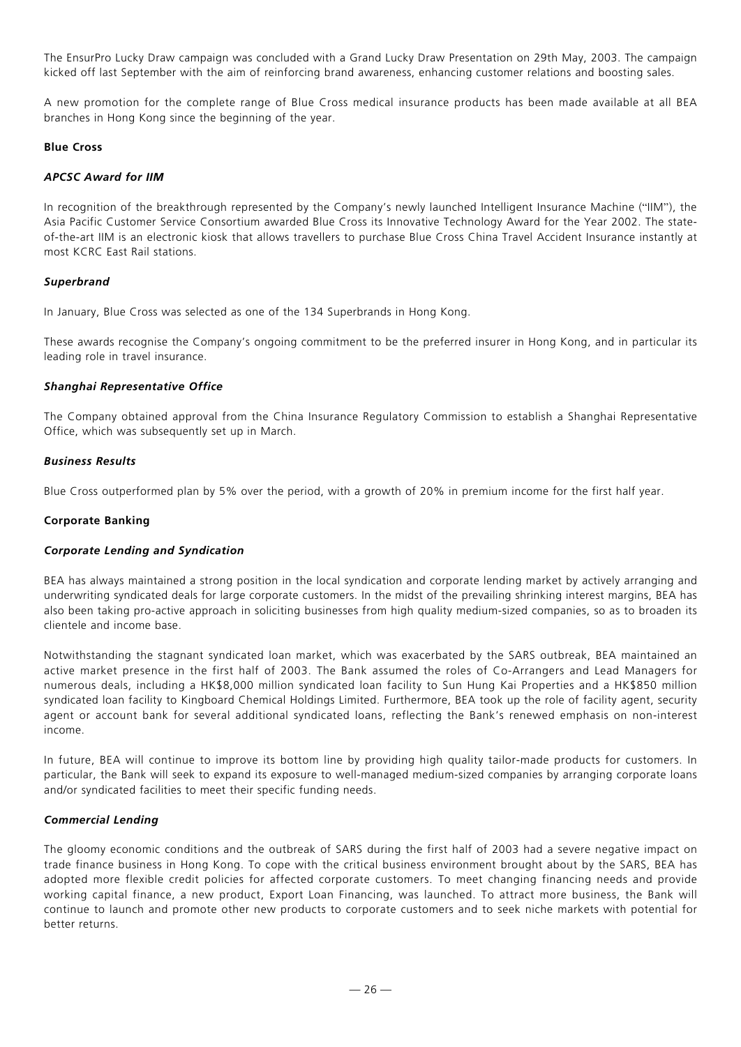The EnsurPro Lucky Draw campaign was concluded with a Grand Lucky Draw Presentation on 29th May, 2003. The campaign kicked off last September with the aim of reinforcing brand awareness, enhancing customer relations and boosting sales.

A new promotion for the complete range of Blue Cross medical insurance products has been made available at all BEA branches in Hong Kong since the beginning of the year.

**Blue Cross**

***APCSC Award for IIM***

In recognition of the breakthrough represented by the Company's newly launched Intelligent Insurance Machine ("IIM"), the Asia Pacific Customer Service Consortium awarded Blue Cross its Innovative Technology Award for the Year 2002. The state-of-the-art IIM is an electronic kiosk that allows travellers to purchase Blue Cross China Travel Accident Insurance instantly at most KCRC East Rail stations.

***Superbrand***

In January, Blue Cross was selected as one of the 134 Superbrands in Hong Kong.

These awards recognise the Company's ongoing commitment to be the preferred insurer in Hong Kong, and in particular its leading role in travel insurance.

***Shanghai Representative Office***

The Company obtained approval from the China Insurance Regulatory Commission to establish a Shanghai Representative Office, which was subsequently set up in March.

***Business Results***

Blue Cross outperformed plan by 5% over the period, with a growth of 20% in premium income for the first half year.

**Corporate Banking**

***Corporate Lending and Syndication***

BEA has always maintained a strong position in the local syndication and corporate lending market by actively arranging and underwriting syndicated deals for large corporate customers. In the midst of the prevailing shrinking interest margins, BEA has also been taking pro-active approach in soliciting businesses from high quality medium-sized companies, so as to broaden its clientele and income base.

Notwithstanding the stagnant syndicated loan market, which was exacerbated by the SARS outbreak, BEA maintained an active market presence in the first half of 2003. The Bank assumed the roles of Co-Arrangers and Lead Managers for numerous deals, including a HK$8,000 million syndicated loan facility to Sun Hung Kai Properties and a HK$850 million syndicated loan facility to Kingboard Chemical Holdings Limited. Furthermore, BEA took up the role of facility agent, security agent or account bank for several additional syndicated loans, reflecting the Bank's renewed emphasis on non-interest income.

In future, BEA will continue to improve its bottom line by providing high quality tailor-made products for customers. In particular, the Bank will seek to expand its exposure to well-managed medium-sized companies by arranging corporate loans and/or syndicated facilities to meet their specific funding needs.

***Commercial Lending***

The gloomy economic conditions and the outbreak of SARS during the first half of 2003 had a severe negative impact on trade finance business in Hong Kong. To cope with the critical business environment brought about by the SARS, BEA has adopted more flexible credit policies for affected corporate customers. To meet changing financing needs and provide working capital finance, a new product, Export Loan Financing, was launched. To attract more business, the Bank will continue to launch and promote other new products to corporate customers and to seek niche markets with potential for better returns.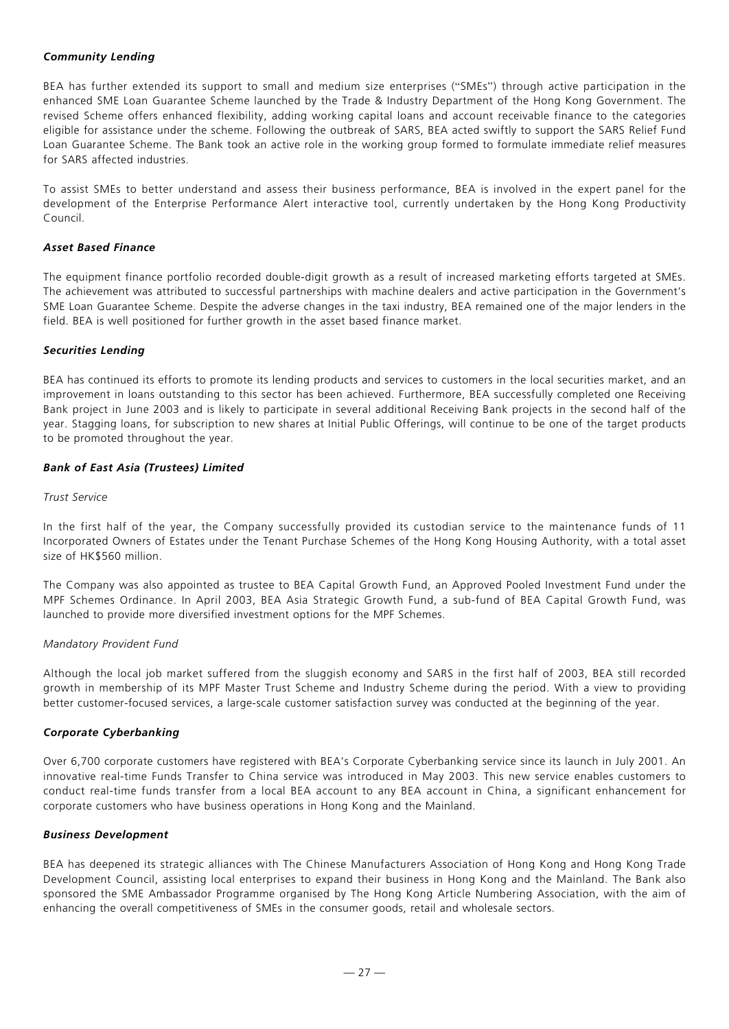### *Community Lending*

BEA has further extended its support to small and medium size enterprises ("SMEs") through active participation in the enhanced SME Loan Guarantee Scheme launched by the Trade & Industry Department of the Hong Kong Government. The revised Scheme offers enhanced flexibility, adding working capital loans and account receivable finance to the categories eligible for assistance under the scheme. Following the outbreak of SARS, BEA acted swiftly to support the SARS Relief Fund Loan Guarantee Scheme. The Bank took an active role in the working group formed to formulate immediate relief measures for SARS affected industries.

To assist SMEs to better understand and assess their business performance, BEA is involved in the expert panel for the development of the Enterprise Performance Alert interactive tool, currently undertaken by the Hong Kong Productivity Council.

### *Asset Based Finance*

The equipment finance portfolio recorded double-digit growth as a result of increased marketing efforts targeted at SMEs. The achievement was attributed to successful partnerships with machine dealers and active participation in the Government's SME Loan Guarantee Scheme. Despite the adverse changes in the taxi industry, BEA remained one of the major lenders in the field. BEA is well positioned for further growth in the asset based finance market.

### *Securities Lending*

BEA has continued its efforts to promote its lending products and services to customers in the local securities market, and an improvement in loans outstanding to this sector has been achieved. Furthermore, BEA successfully completed one Receiving Bank project in June 2003 and is likely to participate in several additional Receiving Bank projects in the second half of the year. Stagging loans, for subscription to new shares at Initial Public Offerings, will continue to be one of the target products to be promoted throughout the year.

### *Bank of East Asia (Trustees) Limited*

*Trust Service*

In the first half of the year, the Company successfully provided its custodian service to the maintenance funds of 11 Incorporated Owners of Estates under the Tenant Purchase Schemes of the Hong Kong Housing Authority, with a total asset size of HK$560 million.

The Company was also appointed as trustee to BEA Capital Growth Fund, an Approved Pooled Investment Fund under the MPF Schemes Ordinance. In April 2003, BEA Asia Strategic Growth Fund, a sub-fund of BEA Capital Growth Fund, was launched to provide more diversified investment options for the MPF Schemes.

*Mandatory Provident Fund*

Although the local job market suffered from the sluggish economy and SARS in the first half of 2003, BEA still recorded growth in membership of its MPF Master Trust Scheme and Industry Scheme during the period. With a view to providing better customer-focused services, a large-scale customer satisfaction survey was conducted at the beginning of the year.

### *Corporate Cyberbanking*

Over 6,700 corporate customers have registered with BEA's Corporate Cyberbanking service since its launch in July 2001. An innovative real-time Funds Transfer to China service was introduced in May 2003. This new service enables customers to conduct real-time funds transfer from a local BEA account to any BEA account in China, a significant enhancement for corporate customers who have business operations in Hong Kong and the Mainland.

### *Business Development*

BEA has deepened its strategic alliances with The Chinese Manufacturers Association of Hong Kong and Hong Kong Trade Development Council, assisting local enterprises to expand their business in Hong Kong and the Mainland. The Bank also sponsored the SME Ambassador Programme organised by The Hong Kong Article Numbering Association, with the aim of enhancing the overall competitiveness of SMEs in the consumer goods, retail and wholesale sectors.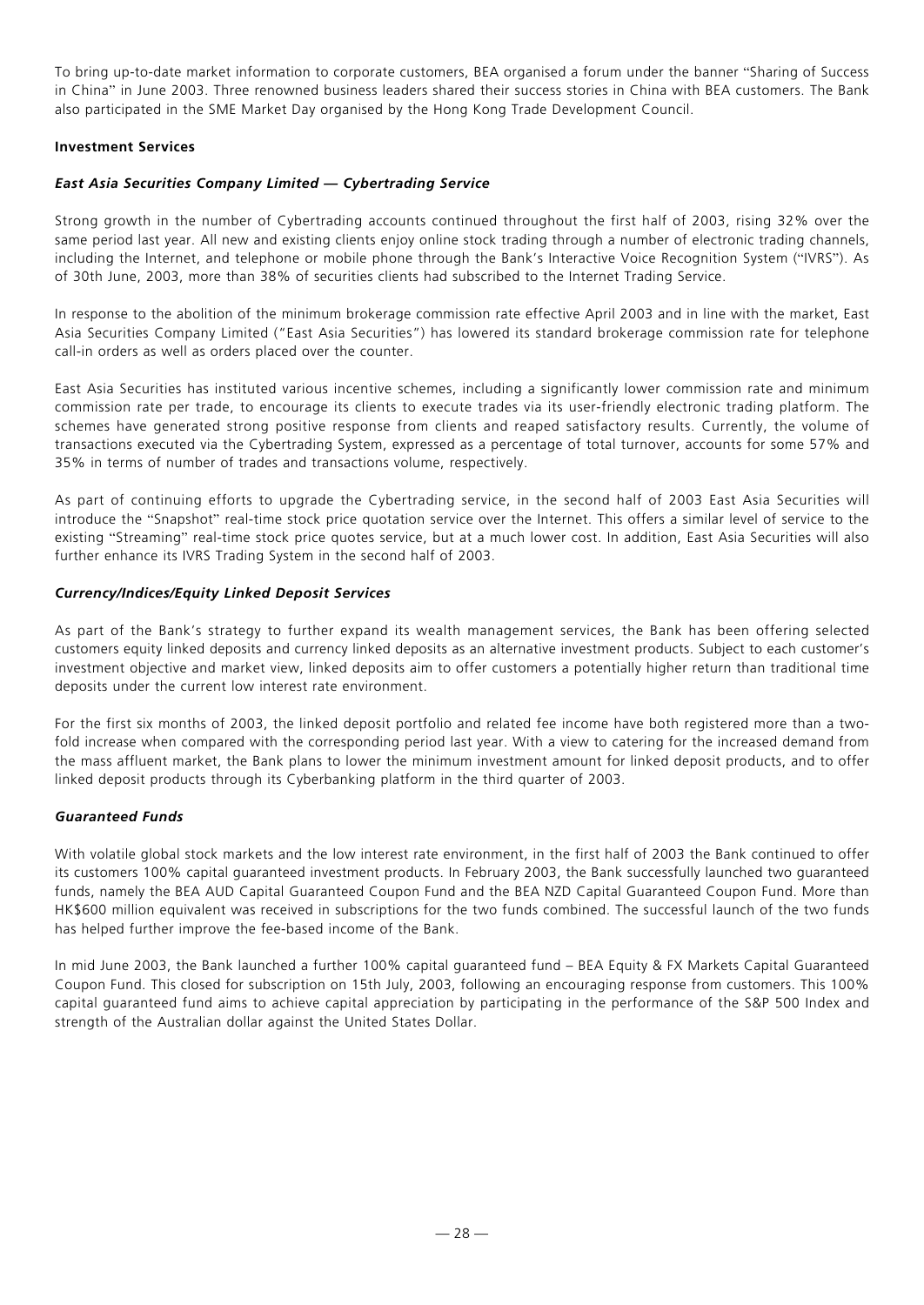To bring up-to-date market information to corporate customers, BEA organised a forum under the banner "Sharing of Success in China" in June 2003. Three renowned business leaders shared their success stories in China with BEA customers. The Bank also participated in the SME Market Day organised by the Hong Kong Trade Development Council.

**Investment Services**

***East Asia Securities Company Limited — Cybertrading Service***

Strong growth in the number of Cybertrading accounts continued throughout the first half of 2003, rising 32% over the same period last year. All new and existing clients enjoy online stock trading through a number of electronic trading channels, including the Internet, and telephone or mobile phone through the Bank's Interactive Voice Recognition System ("IVRS"). As of 30th June, 2003, more than 38% of securities clients had subscribed to the Internet Trading Service.

In response to the abolition of the minimum brokerage commission rate effective April 2003 and in line with the market, East Asia Securities Company Limited ("East Asia Securities") has lowered its standard brokerage commission rate for telephone call-in orders as well as orders placed over the counter.

East Asia Securities has instituted various incentive schemes, including a significantly lower commission rate and minimum commission rate per trade, to encourage its clients to execute trades via its user-friendly electronic trading platform. The schemes have generated strong positive response from clients and reaped satisfactory results. Currently, the volume of transactions executed via the Cybertrading System, expressed as a percentage of total turnover, accounts for some 57% and 35% in terms of number of trades and transactions volume, respectively.

As part of continuing efforts to upgrade the Cybertrading service, in the second half of 2003 East Asia Securities will introduce the "Snapshot" real-time stock price quotation service over the Internet. This offers a similar level of service to the existing "Streaming" real-time stock price quotes service, but at a much lower cost. In addition, East Asia Securities will also further enhance its IVRS Trading System in the second half of 2003.

***Currency/Indices/Equity Linked Deposit Services***

As part of the Bank's strategy to further expand its wealth management services, the Bank has been offering selected customers equity linked deposits and currency linked deposits as an alternative investment products. Subject to each customer's investment objective and market view, linked deposits aim to offer customers a potentially higher return than traditional time deposits under the current low interest rate environment.

For the first six months of 2003, the linked deposit portfolio and related fee income have both registered more than a two-fold increase when compared with the corresponding period last year. With a view to catering for the increased demand from the mass affluent market, the Bank plans to lower the minimum investment amount for linked deposit products, and to offer linked deposit products through its Cyberbanking platform in the third quarter of 2003.

***Guaranteed Funds***

With volatile global stock markets and the low interest rate environment, in the first half of 2003 the Bank continued to offer its customers 100% capital guaranteed investment products. In February 2003, the Bank successfully launched two guaranteed funds, namely the BEA AUD Capital Guaranteed Coupon Fund and the BEA NZD Capital Guaranteed Coupon Fund. More than HK$600 million equivalent was received in subscriptions for the two funds combined. The successful launch of the two funds has helped further improve the fee-based income of the Bank.

In mid June 2003, the Bank launched a further 100% capital guaranteed fund – BEA Equity & FX Markets Capital Guaranteed Coupon Fund. This closed for subscription on 15th July, 2003, following an encouraging response from customers. This 100% capital guaranteed fund aims to achieve capital appreciation by participating in the performance of the S&P 500 Index and strength of the Australian dollar against the United States Dollar.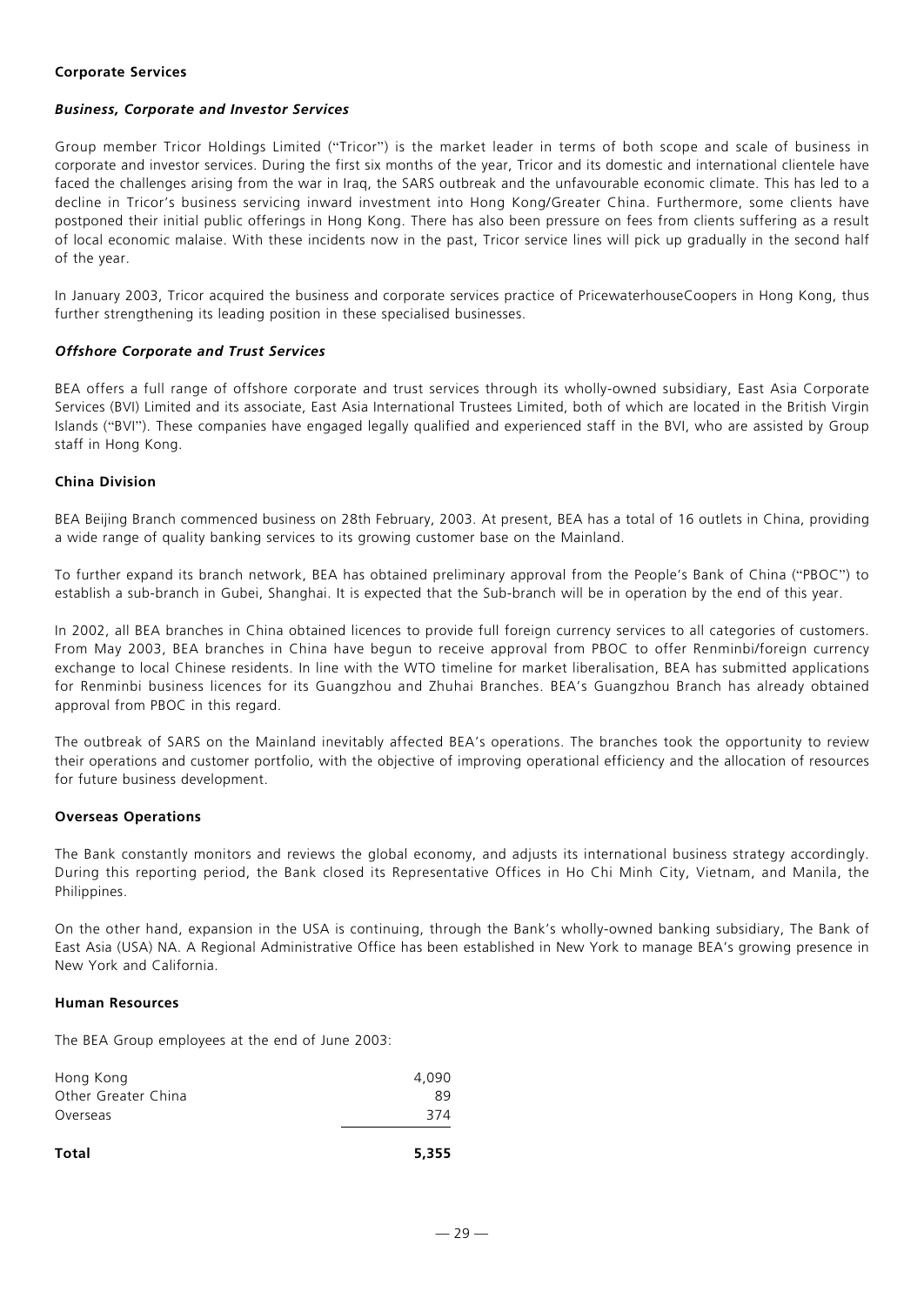## Corporate Services

### *Business, Corporate and Investor Services*

Group member Tricor Holdings Limited ("Tricor") is the market leader in terms of both scope and scale of business in corporate and investor services. During the first six months of the year, Tricor and its domestic and international clientele have faced the challenges arising from the war in Iraq, the SARS outbreak and the unfavourable economic climate. This has led to a decline in Tricor's business servicing inward investment into Hong Kong/Greater China. Furthermore, some clients have postponed their initial public offerings in Hong Kong. There has also been pressure on fees from clients suffering as a result of local economic malaise. With these incidents now in the past, Tricor service lines will pick up gradually in the second half of the year.

In January 2003, Tricor acquired the business and corporate services practice of PricewaterhouseCoopers in Hong Kong, thus further strengthening its leading position in these specialised businesses.

### *Offshore Corporate and Trust Services*

BEA offers a full range of offshore corporate and trust services through its wholly-owned subsidiary, East Asia Corporate Services (BVI) Limited and its associate, East Asia International Trustees Limited, both of which are located in the British Virgin Islands ("BVI"). These companies have engaged legally qualified and experienced staff in the BVI, who are assisted by Group staff in Hong Kong.

## China Division

BEA Beijing Branch commenced business on 28th February, 2003. At present, BEA has a total of 16 outlets in China, providing a wide range of quality banking services to its growing customer base on the Mainland.

To further expand its branch network, BEA has obtained preliminary approval from the People's Bank of China ("PBOC") to establish a sub-branch in Gubei, Shanghai. It is expected that the Sub-branch will be in operation by the end of this year.

In 2002, all BEA branches in China obtained licences to provide full foreign currency services to all categories of customers. From May 2003, BEA branches in China have begun to receive approval from PBOC to offer Renminbi/foreign currency exchange to local Chinese residents. In line with the WTO timeline for market liberalisation, BEA has submitted applications for Renminbi business licences for its Guangzhou and Zhuhai Branches. BEA's Guangzhou Branch has already obtained approval from PBOC in this regard.

The outbreak of SARS on the Mainland inevitably affected BEA's operations. The branches took the opportunity to review their operations and customer portfolio, with the objective of improving operational efficiency and the allocation of resources for future business development.

## Overseas Operations

The Bank constantly monitors and reviews the global economy, and adjusts its international business strategy accordingly. During this reporting period, the Bank closed its Representative Offices in Ho Chi Minh City, Vietnam, and Manila, the Philippines.

On the other hand, expansion in the USA is continuing, through the Bank's wholly-owned banking subsidiary, The Bank of East Asia (USA) NA. A Regional Administrative Office has been established in New York to manage BEA's growing presence in New York and California.

## Human Resources

The BEA Group employees at the end of June 2003:

| | |
|---|---|
| Hong Kong | 4,090 |
| Other Greater China | 89 |
| Overseas | 374 |
| **Total** | **5,355** |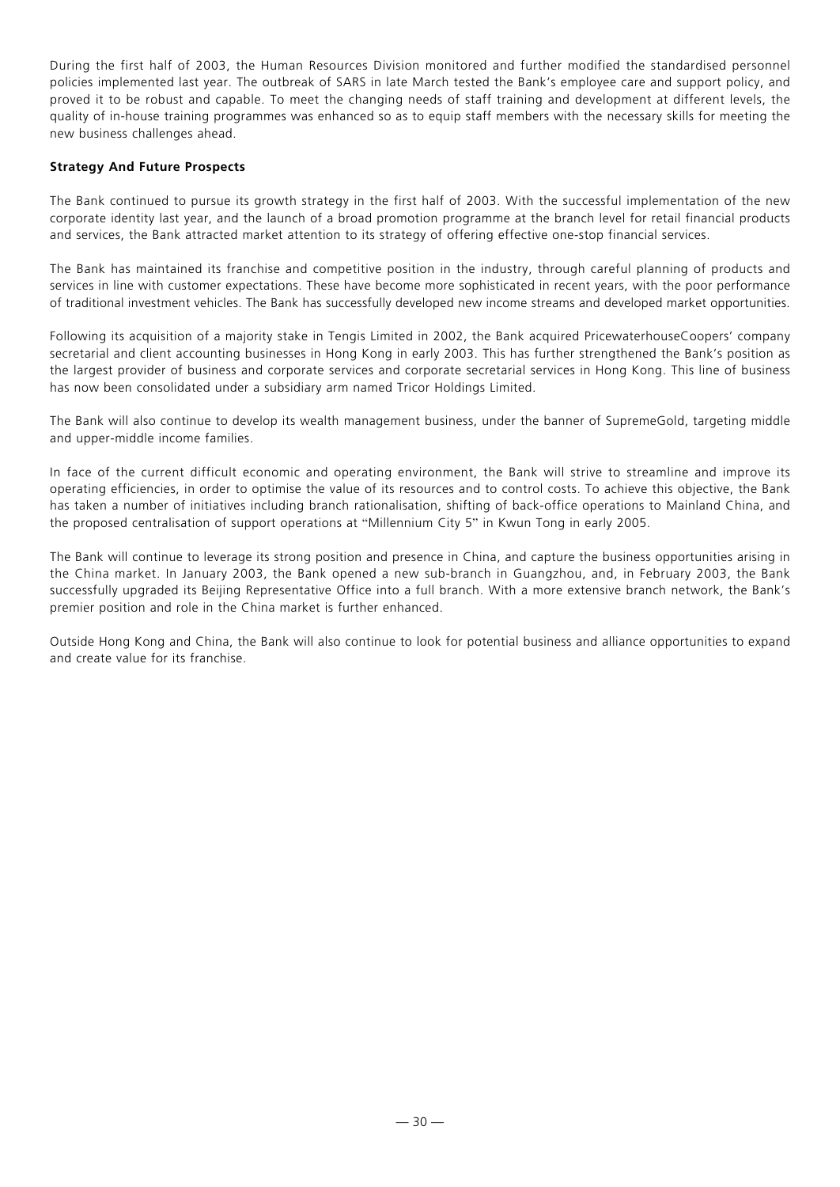During the first half of 2003, the Human Resources Division monitored and further modified the standardised personnel policies implemented last year. The outbreak of SARS in late March tested the Bank's employee care and support policy, and proved it to be robust and capable. To meet the changing needs of staff training and development at different levels, the quality of in-house training programmes was enhanced so as to equip staff members with the necessary skills for meeting the new business challenges ahead.

**Strategy And Future Prospects**

The Bank continued to pursue its growth strategy in the first half of 2003. With the successful implementation of the new corporate identity last year, and the launch of a broad promotion programme at the branch level for retail financial products and services, the Bank attracted market attention to its strategy of offering effective one-stop financial services.

The Bank has maintained its franchise and competitive position in the industry, through careful planning of products and services in line with customer expectations. These have become more sophisticated in recent years, with the poor performance of traditional investment vehicles. The Bank has successfully developed new income streams and developed market opportunities.

Following its acquisition of a majority stake in Tengis Limited in 2002, the Bank acquired PricewaterhouseCoopers' company secretarial and client accounting businesses in Hong Kong in early 2003. This has further strengthened the Bank's position as the largest provider of business and corporate services and corporate secretarial services in Hong Kong. This line of business has now been consolidated under a subsidiary arm named Tricor Holdings Limited.

The Bank will also continue to develop its wealth management business, under the banner of SupremeGold, targeting middle and upper-middle income families.

In face of the current difficult economic and operating environment, the Bank will strive to streamline and improve its operating efficiencies, in order to optimise the value of its resources and to control costs. To achieve this objective, the Bank has taken a number of initiatives including branch rationalisation, shifting of back-office operations to Mainland China, and the proposed centralisation of support operations at "Millennium City 5" in Kwun Tong in early 2005.

The Bank will continue to leverage its strong position and presence in China, and capture the business opportunities arising in the China market. In January 2003, the Bank opened a new sub-branch in Guangzhou, and, in February 2003, the Bank successfully upgraded its Beijing Representative Office into a full branch. With a more extensive branch network, the Bank's premier position and role in the China market is further enhanced.

Outside Hong Kong and China, the Bank will also continue to look for potential business and alliance opportunities to expand and create value for its franchise.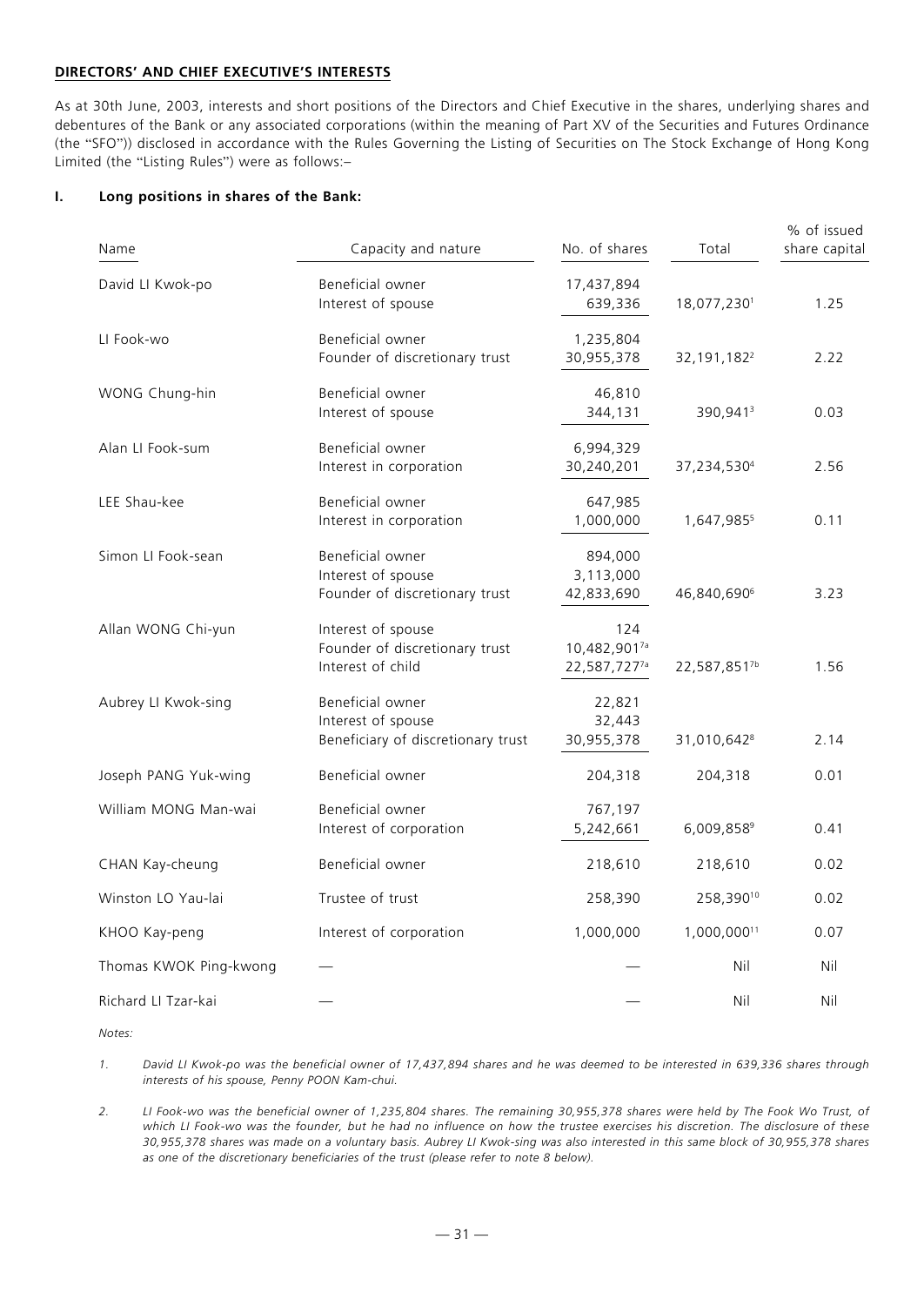**DIRECTORS' AND CHIEF EXECUTIVE'S INTERESTS**

As at 30th June, 2003, interests and short positions of the Directors and Chief Executive in the shares, underlying shares and debentures of the Bank or any associated corporations (within the meaning of Part XV of the Securities and Futures Ordinance (the "SFO")) disclosed in accordance with the Rules Governing the Listing of Securities on The Stock Exchange of Hong Kong Limited (the "Listing Rules") were as follows:–

**I. Long positions in shares of the Bank:**

| Name | Capacity and nature | No. of shares | Total | % of issued share capital |
|---|---|---|---|---|
| David LI Kwok-po | Beneficial owner | 17,437,894 | | |
| | Interest of spouse | 639,336 | 18,077,230[1] | 1.25 |
| LI Fook-wo | Beneficial owner | 1,235,804 | | |
| | Founder of discretionary trust | 30,955,378 | 32,191,182[2] | 2.22 |
| WONG Chung-hin | Beneficial owner | 46,810 | | |
| | Interest of spouse | 344,131 | 390,941[3] | 0.03 |
| Alan LI Fook-sum | Beneficial owner | 6,994,329 | | |
| | Interest in corporation | 30,240,201 | 37,234,530[4] | 2.56 |
| LEE Shau-kee | Beneficial owner | 647,985 | | |
| | Interest in corporation | 1,000,000 | 1,647,985[5] | 0.11 |
| Simon LI Fook-sean | Beneficial owner | 894,000 | | |
| | Interest of spouse | 3,113,000 | | |
| | Founder of discretionary trust | 42,833,690 | 46,840,690[6] | 3.23 |
| Allan WONG Chi-yun | Interest of spouse | 124 | | |
| | Founder of discretionary trust | 10,482,901[7a] | | |
| | Interest of child | 22,587,727[7a] | 22,587,851[7b] | 1.56 |
| Aubrey LI Kwok-sing | Beneficial owner | 22,821 | | |
| | Interest of spouse | 32,443 | | |
| | Beneficiary of discretionary trust | 30,955,378 | 31,010,642[8] | 2.14 |
| Joseph PANG Yuk-wing | Beneficial owner | 204,318 | 204,318 | 0.01 |
| William MONG Man-wai | Beneficial owner | 767,197 | | |
| | Interest of corporation | 5,242,661 | 6,009,858[9] | 0.41 |
| CHAN Kay-cheung | Beneficial owner | 218,610 | 218,610 | 0.02 |
| Winston LO Yau-lai | Trustee of trust | 258,390 | 258,390[10] | 0.02 |
| KHOO Kay-peng | Interest of corporation | 1,000,000 | 1,000,000[11] | 0.07 |
| Thomas KWOK Ping-kwong | — | — | Nil | Nil |
| Richard LI Tzar-kai | — | — | Nil | Nil |

*Notes:*

1. *David LI Kwok-po was the beneficial owner of 17,437,894 shares and he was deemed to be interested in 639,336 shares through interests of his spouse, Penny POON Kam-chui.*

2. *LI Fook-wo was the beneficial owner of 1,235,804 shares. The remaining 30,955,378 shares were held by The Fook Wo Trust, of which LI Fook-wo was the founder, but he had no influence on how the trustee exercises his discretion. The disclosure of these 30,955,378 shares was made on a voluntary basis. Aubrey LI Kwok-sing was also interested in this same block of 30,955,378 shares as one of the discretionary beneficiaries of the trust (please refer to note 8 below).*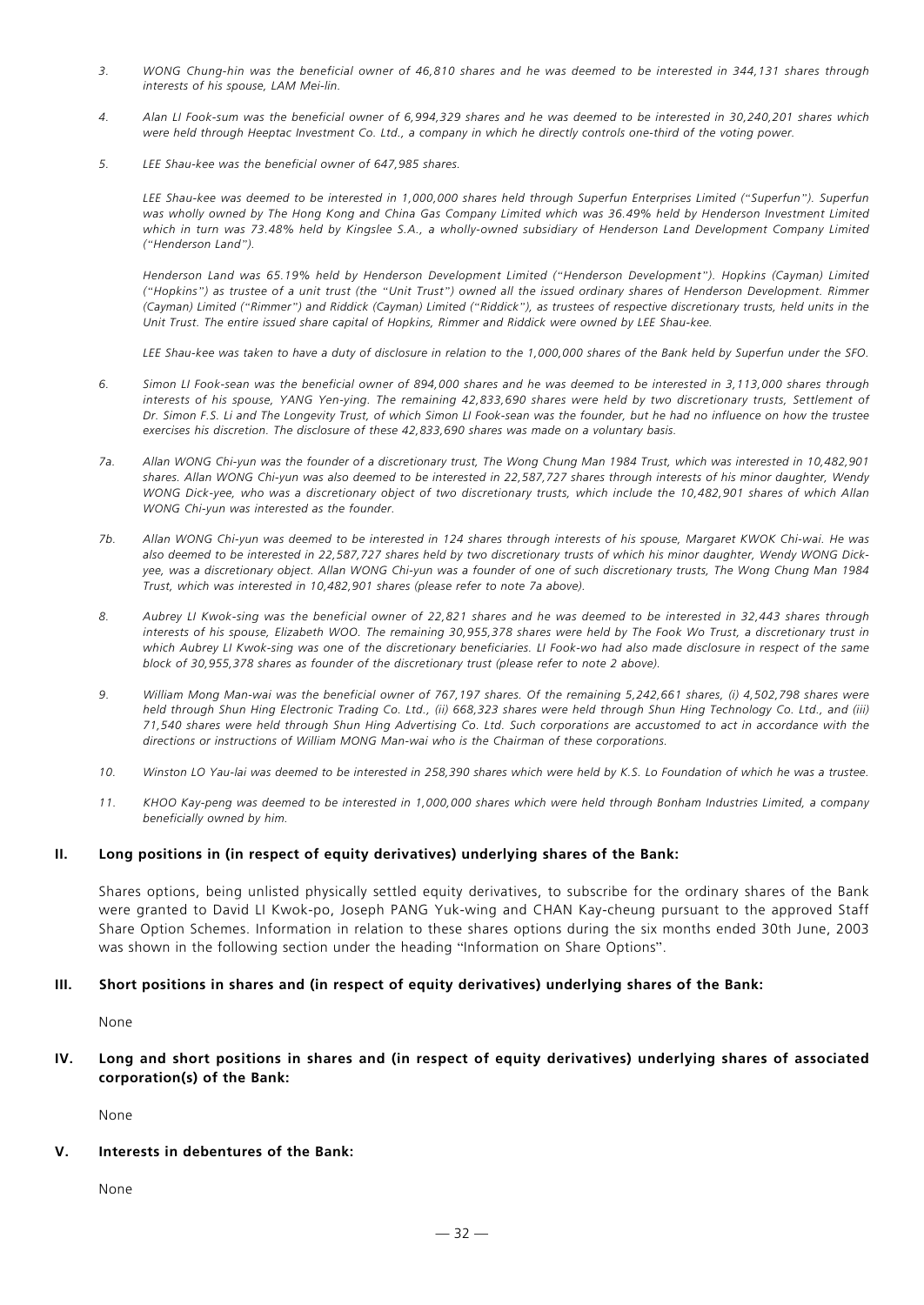3. *WONG Chung-hin was the beneficial owner of 46,810 shares and he was deemed to be interested in 344,131 shares through interests of his spouse, LAM Mei-lin.*

4. *Alan LI Fook-sum was the beneficial owner of 6,994,329 shares and he was deemed to be interested in 30,240,201 shares which were held through Heeptac Investment Co. Ltd., a company in which he directly controls one-third of the voting power.*

5. *LEE Shau-kee was the beneficial owner of 647,985 shares.*

   *LEE Shau-kee was deemed to be interested in 1,000,000 shares held through Superfun Enterprises Limited ("Superfun"). Superfun was wholly owned by The Hong Kong and China Gas Company Limited which was 36.49% held by Henderson Investment Limited which in turn was 73.48% held by Kingslee S.A., a wholly-owned subsidiary of Henderson Land Development Company Limited ("Henderson Land").*

   *Henderson Land was 65.19% held by Henderson Development Limited ("Henderson Development"). Hopkins (Cayman) Limited ("Hopkins") as trustee of a unit trust (the "Unit Trust") owned all the issued ordinary shares of Henderson Development. Rimmer (Cayman) Limited ("Rimmer") and Riddick (Cayman) Limited ("Riddick"), as trustees of respective discretionary trusts, held units in the Unit Trust. The entire issued share capital of Hopkins, Rimmer and Riddick were owned by LEE Shau-kee.*

   *LEE Shau-kee was taken to have a duty of disclosure in relation to the 1,000,000 shares of the Bank held by Superfun under the SFO.*

6. *Simon LI Fook-sean was the beneficial owner of 894,000 shares and he was deemed to be interested in 3,113,000 shares through interests of his spouse, YANG Yen-ying. The remaining 42,833,690 shares were held by two discretionary trusts, Settlement of Dr. Simon F.S. Li and The Longevity Trust, of which Simon LI Fook-sean was the founder, but he had no influence on how the trustee exercises his discretion. The disclosure of these 42,833,690 shares was made on a voluntary basis.*

7a. *Allan WONG Chi-yun was the founder of a discretionary trust, The Wong Chung Man 1984 Trust, which was interested in 10,482,901 shares. Allan WONG Chi-yun was also deemed to be interested in 22,587,727 shares through interests of his minor daughter, Wendy WONG Dick-yee, who was a discretionary object of two discretionary trusts, which include the 10,482,901 shares of which Allan WONG Chi-yun was interested as the founder.*

7b. *Allan WONG Chi-yun was deemed to be interested in 124 shares through interests of his spouse, Margaret KWOK Chi-wai. He was also deemed to be interested in 22,587,727 shares held by two discretionary trusts of which his minor daughter, Wendy WONG Dick-yee, was a discretionary object. Allan WONG Chi-yun was a founder of one of such discretionary trusts, The Wong Chung Man 1984 Trust, which was interested in 10,482,901 shares (please refer to note 7a above).*

8. *Aubrey LI Kwok-sing was the beneficial owner of 22,821 shares and he was deemed to be interested in 32,443 shares through interests of his spouse, Elizabeth WOO. The remaining 30,955,378 shares were held by The Fook Wo Trust, a discretionary trust in which Aubrey LI Kwok-sing was one of the discretionary beneficiaries. LI Fook-wo had also made disclosure in respect of the same block of 30,955,378 shares as founder of the discretionary trust (please refer to note 2 above).*

9. *William Mong Man-wai was the beneficial owner of 767,197 shares. Of the remaining 5,242,661 shares, (i) 4,502,798 shares were held through Shun Hing Electronic Trading Co. Ltd., (ii) 668,323 shares were held through Shun Hing Technology Co. Ltd., and (iii) 71,540 shares were held through Shun Hing Advertising Co. Ltd. Such corporations are accustomed to act in accordance with the directions or instructions of William MONG Man-wai who is the Chairman of these corporations.*

10. *Winston LO Yau-lai was deemed to be interested in 258,390 shares which were held by K.S. Lo Foundation of which he was a trustee.*

11. *KHOO Kay-peng was deemed to be interested in 1,000,000 shares which were held through Bonham Industries Limited, a company beneficially owned by him.*

## II. Long positions in (in respect of equity derivatives) underlying shares of the Bank:

Shares options, being unlisted physically settled equity derivatives, to subscribe for the ordinary shares of the Bank were granted to David LI Kwok-po, Joseph PANG Yuk-wing and CHAN Kay-cheung pursuant to the approved Staff Share Option Schemes. Information in relation to these shares options during the six months ended 30th June, 2003 was shown in the following section under the heading "Information on Share Options".

## III. Short positions in shares and (in respect of equity derivatives) underlying shares of the Bank:

None

## IV. Long and short positions in shares and (in respect of equity derivatives) underlying shares of associated corporation(s) of the Bank:

None

## V. Interests in debentures of the Bank:

None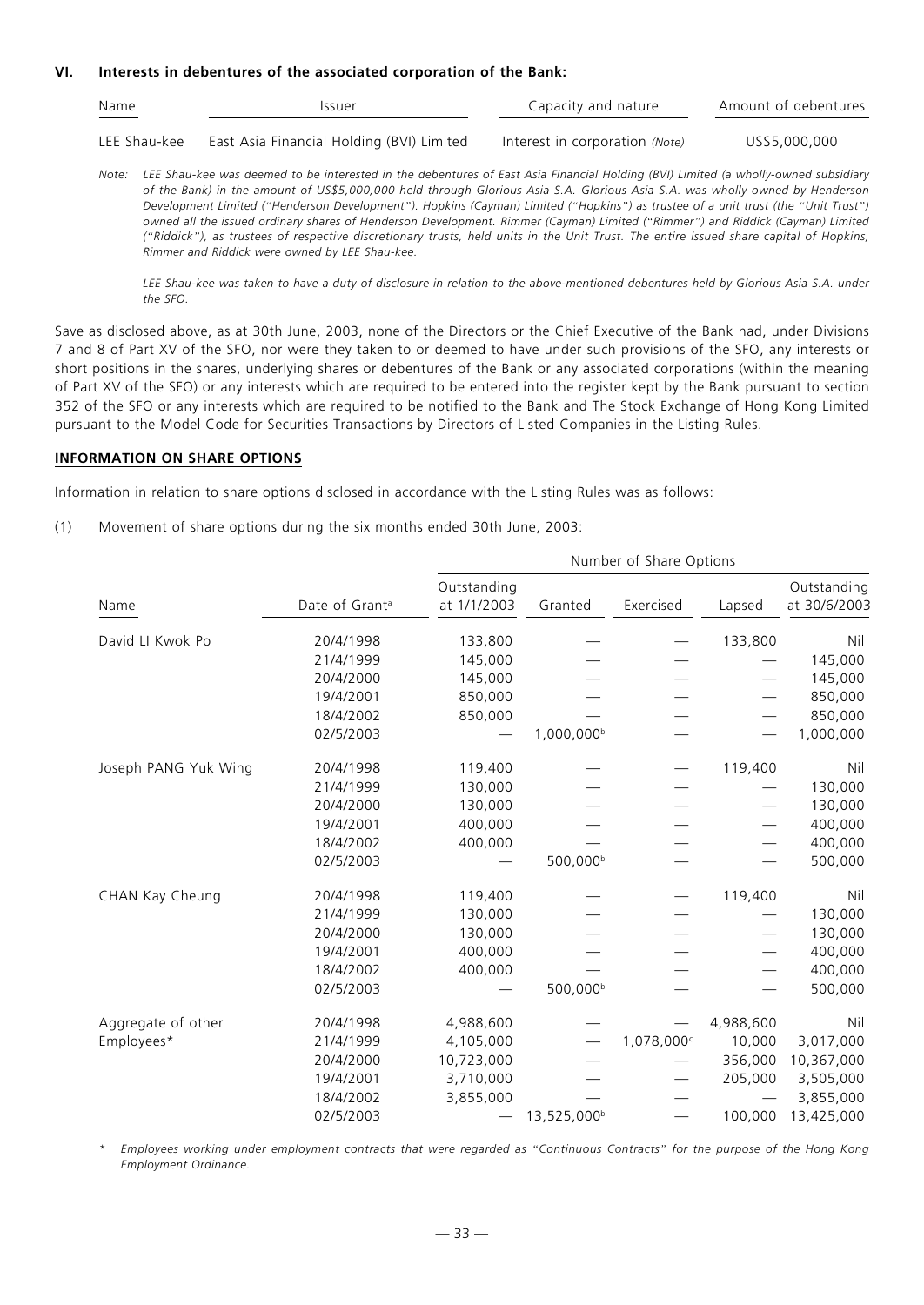## VI. Interests in debentures of the associated corporation of the Bank:

| Name | Issuer | Capacity and nature | Amount of debentures |
|---|---|---|---|
| LEE Shau-kee | East Asia Financial Holding (BVI) Limited | Interest in corporation *(Note)* | US$5,000,000 |

*Note: LEE Shau-kee was deemed to be interested in the debentures of East Asia Financial Holding (BVI) Limited (a wholly-owned subsidiary of the Bank) in the amount of US$5,000,000 held through Glorious Asia S.A. Glorious Asia S.A. was wholly owned by Henderson Development Limited ("Henderson Development"). Hopkins (Cayman) Limited ("Hopkins") as trustee of a unit trust (the "Unit Trust") owned all the issued ordinary shares of Henderson Development. Rimmer (Cayman) Limited ("Rimmer") and Riddick (Cayman) Limited ("Riddick"), as trustees of respective discretionary trusts, held units in the Unit Trust. The entire issued share capital of Hopkins, Rimmer and Riddick were owned by LEE Shau-kee.*

*LEE Shau-kee was taken to have a duty of disclosure in relation to the above-mentioned debentures held by Glorious Asia S.A. under the SFO.*

Save as disclosed above, as at 30th June, 2003, none of the Directors or the Chief Executive of the Bank had, under Divisions 7 and 8 of Part XV of the SFO, nor were they taken to or deemed to have under such provisions of the SFO, any interests or short positions in the shares, underlying shares or debentures of the Bank or any associated corporations (within the meaning of Part XV of the SFO) or any interests which are required to be entered into the register kept by the Bank pursuant to section 352 of the SFO or any interests which are required to be notified to the Bank and The Stock Exchange of Hong Kong Limited pursuant to the Model Code for Securities Transactions by Directors of Listed Companies in the Listing Rules.

## INFORMATION ON SHARE OPTIONS

Information in relation to share options disclosed in accordance with the Listing Rules was as follows:

(1) Movement of share options during the six months ended 30th June, 2003:

| | | Number of Share Options | | | | |
|---|---|---|---|---|---|---|
| Name | Date of Grant[a] | Outstanding at 1/1/2003 | Granted | Exercised | Lapsed | Outstanding at 30/6/2003 |
| David LI Kwok Po | 20/4/1998 | 133,800 | — | — | 133,800 | Nil |
| | 21/4/1999 | 145,000 | — | — | — | 145,000 |
| | 20/4/2000 | 145,000 | — | — | — | 145,000 |
| | 19/4/2001 | 850,000 | — | — | — | 850,000 |
| | 18/4/2002 | 850,000 | — | — | — | 850,000 |
| | 02/5/2003 | — | 1,000,000[b] | — | — | 1,000,000 |
| Joseph PANG Yuk Wing | 20/4/1998 | 119,400 | — | — | 119,400 | Nil |
| | 21/4/1999 | 130,000 | — | — | — | 130,000 |
| | 20/4/2000 | 130,000 | — | — | — | 130,000 |
| | 19/4/2001 | 400,000 | — | — | — | 400,000 |
| | 18/4/2002 | 400,000 | — | — | — | 400,000 |
| | 02/5/2003 | — | 500,000[b] | — | — | 500,000 |
| CHAN Kay Cheung | 20/4/1998 | 119,400 | — | — | 119,400 | Nil |
| | 21/4/1999 | 130,000 | — | — | — | 130,000 |
| | 20/4/2000 | 130,000 | — | — | — | 130,000 |
| | 19/4/2001 | 400,000 | — | — | — | 400,000 |
| | 18/4/2002 | 400,000 | — | — | — | 400,000 |
| | 02/5/2003 | — | 500,000[b] | — | — | 500,000 |
| Aggregate of other Employees* | 20/4/1998 | 4,988,600 | — | — | 4,988,600 | Nil |
| | 21/4/1999 | 4,105,000 | — | 1,078,000[c] | 10,000 | 3,017,000 |
| | 20/4/2000 | 10,723,000 | — | — | 356,000 | 10,367,000 |
| | 19/4/2001 | 3,710,000 | — | — | 205,000 | 3,505,000 |
| | 18/4/2002 | 3,855,000 | — | — | — | 3,855,000 |
| | 02/5/2003 | — | 13,525,000[b] | — | 100,000 | 13,425,000 |

\* *Employees working under employment contracts that were regarded as "Continuous Contracts" for the purpose of the Hong Kong Employment Ordinance.*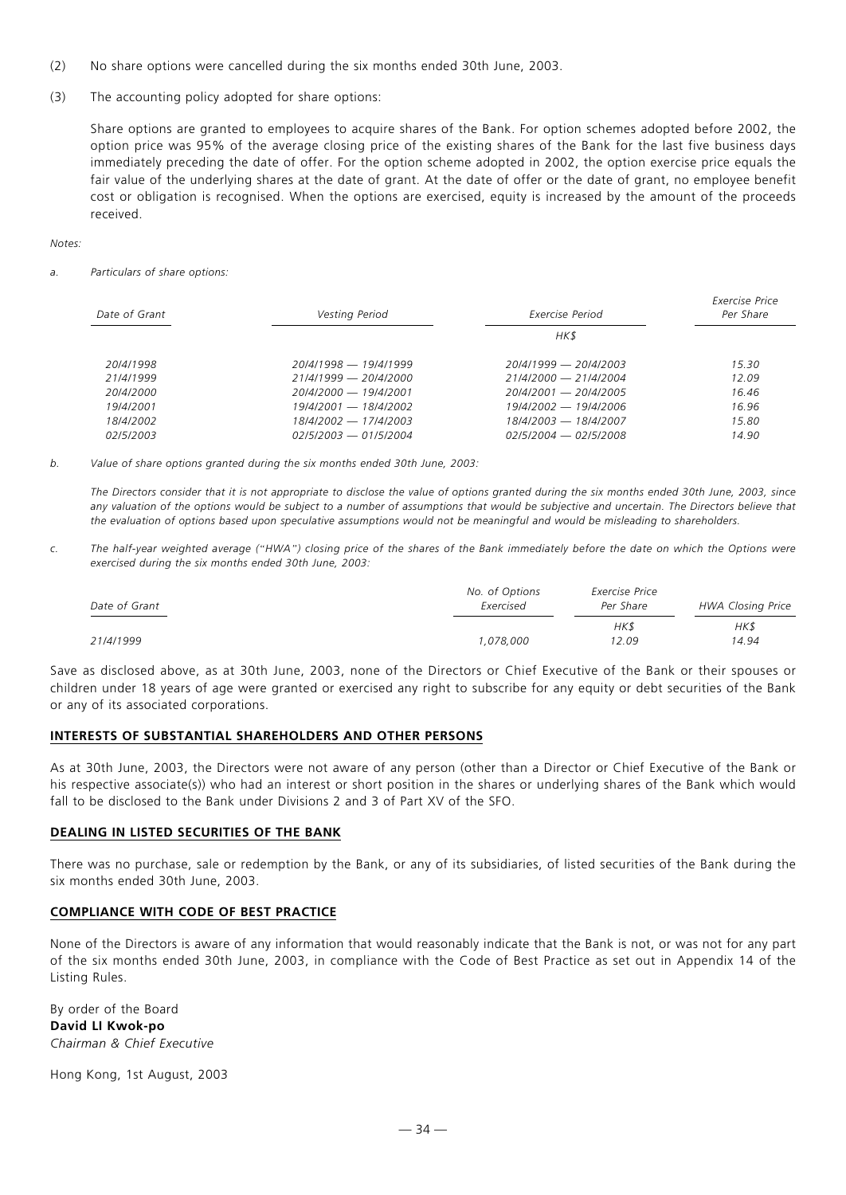(2) No share options were cancelled during the six months ended 30th June, 2003.

(3) The accounting policy adopted for share options:

Share options are granted to employees to acquire shares of the Bank. For option schemes adopted before 2002, the option price was 95% of the average closing price of the existing shares of the Bank for the last five business days immediately preceding the date of offer. For the option scheme adopted in 2002, the option exercise price equals the fair value of the underlying shares at the date of grant. At the date of offer or the date of grant, no employee benefit cost or obligation is recognised. When the options are exercised, equity is increased by the amount of the proceeds received.

*Notes:*

a. *Particulars of share options:*

| *Date of Grant* | *Vesting Period* | *Exercise Period* | *Exercise Price Per Share* |
|---|---|---|---|
| | | | *HK$* |
| *20/4/1998* | *20/4/1998 — 19/4/1999* | *20/4/1999 — 20/4/2003* | *15.30* |
| *21/4/1999* | *21/4/1999 — 20/4/2000* | *21/4/2000 — 21/4/2004* | *12.09* |
| *20/4/2000* | *20/4/2000 — 19/4/2001* | *20/4/2001 — 20/4/2005* | *16.46* |
| *19/4/2001* | *19/4/2001 — 18/4/2002* | *19/4/2002 — 19/4/2006* | *16.96* |
| *18/4/2002* | *18/4/2002 — 17/4/2003* | *18/4/2003 — 18/4/2007* | *15.80* |
| *02/5/2003* | *02/5/2003 — 01/5/2004* | *02/5/2004 — 02/5/2008* | *14.90* |

b. *Value of share options granted during the six months ended 30th June, 2003:*

*The Directors consider that it is not appropriate to disclose the value of options granted during the six months ended 30th June, 2003, since any valuation of the options would be subject to a number of assumptions that would be subjective and uncertain. The Directors believe that the evaluation of options based upon speculative assumptions would not be meaningful and would be misleading to shareholders.*

c. *The half-year weighted average ("HWA") closing price of the shares of the Bank immediately before the date on which the Options were exercised during the six months ended 30th June, 2003:*

| *Date of Grant* | *No. of Options Exercised* | *Exercise Price Per Share* | *HWA Closing Price* |
|---|---|---|---|
| | | *HK$* | *HK$* |
| *21/4/1999* | *1,078,000* | *12.09* | *14.94* |

Save as disclosed above, as at 30th June, 2003, none of the Directors or Chief Executive of the Bank or their spouses or children under 18 years of age were granted or exercised any right to subscribe for any equity or debt securities of the Bank or any of its associated corporations.

## INTERESTS OF SUBSTANTIAL SHAREHOLDERS AND OTHER PERSONS

As at 30th June, 2003, the Directors were not aware of any person (other than a Director or Chief Executive of the Bank or his respective associate(s)) who had an interest or short position in the shares or underlying shares of the Bank which would fall to be disclosed to the Bank under Divisions 2 and 3 of Part XV of the SFO.

## DEALING IN LISTED SECURITIES OF THE BANK

There was no purchase, sale or redemption by the Bank, or any of its subsidiaries, of listed securities of the Bank during the six months ended 30th June, 2003.

## COMPLIANCE WITH CODE OF BEST PRACTICE

None of the Directors is aware of any information that would reasonably indicate that the Bank is not, or was not for any part of the six months ended 30th June, 2003, in compliance with the Code of Best Practice as set out in Appendix 14 of the Listing Rules.

By order of the Board
**David LI Kwok-po**
*Chairman & Chief Executive*

Hong Kong, 1st August, 2003